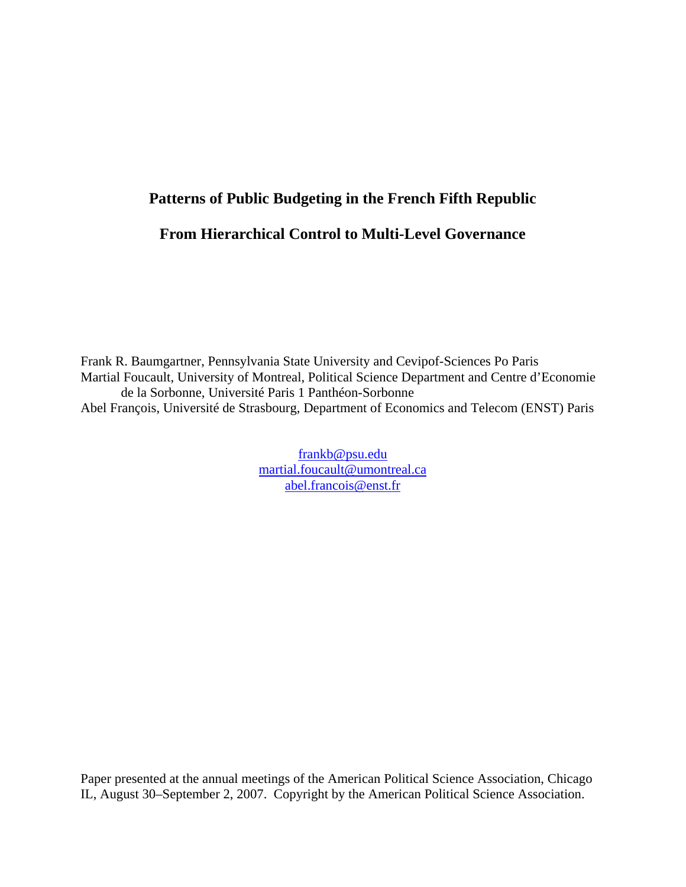# Patterns of Public Budgeting in the French Fifth Republic

## From Hierarchical Control to Multi-Level Governance

Frank R. Baumgartner, Pennsylvania State University and Cevipof-Sciences Po Paris
Martial Foucault, University of Montreal, Political Science Department and Centre d'Economie de la Sorbonne, Université Paris 1 Panthéon-Sorbonne
Abel François, Université de Strasbourg, Department of Economics and Telecom (ENST) Paris

frankb@psu.edu
martial.foucault@umontreal.ca
abel.francois@enst.fr

Paper presented at the annual meetings of the American Political Science Association, Chicago IL, August 30–September 2, 2007. Copyright by the American Political Science Association.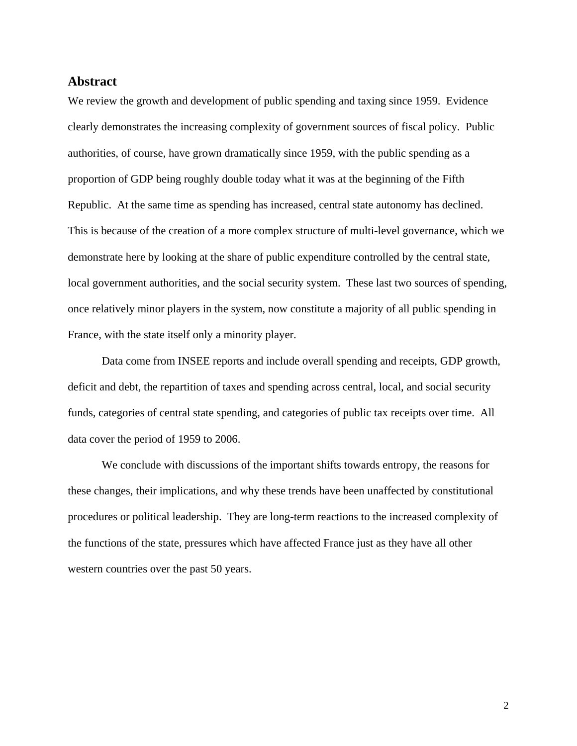## Abstract

We review the growth and development of public spending and taxing since 1959. Evidence clearly demonstrates the increasing complexity of government sources of fiscal policy. Public authorities, of course, have grown dramatically since 1959, with the public spending as a proportion of GDP being roughly double today what it was at the beginning of the Fifth Republic. At the same time as spending has increased, central state autonomy has declined. This is because of the creation of a more complex structure of multi-level governance, which we demonstrate here by looking at the share of public expenditure controlled by the central state, local government authorities, and the social security system. These last two sources of spending, once relatively minor players in the system, now constitute a majority of all public spending in France, with the state itself only a minority player.

Data come from INSEE reports and include overall spending and receipts, GDP growth, deficit and debt, the repartition of taxes and spending across central, local, and social security funds, categories of central state spending, and categories of public tax receipts over time. All data cover the period of 1959 to 2006.

We conclude with discussions of the important shifts towards entropy, the reasons for these changes, their implications, and why these trends have been unaffected by constitutional procedures or political leadership. They are long-term reactions to the increased complexity of the functions of the state, pressures which have affected France just as they have all other western countries over the past 50 years.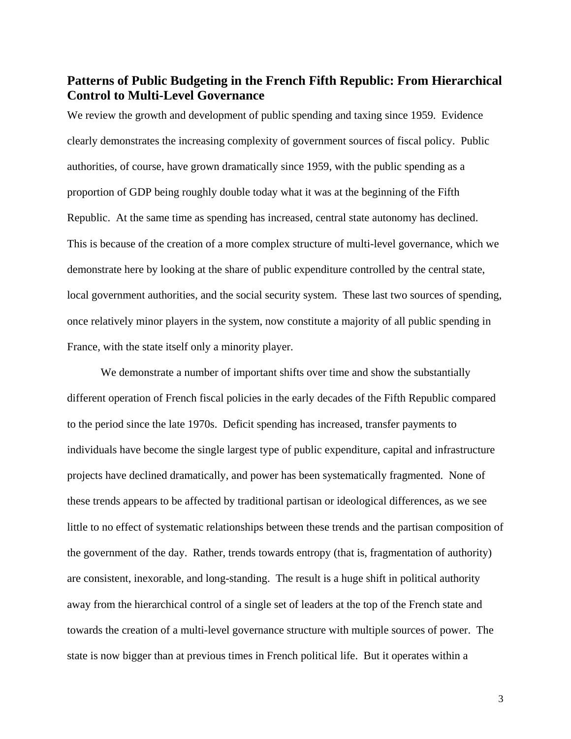## Patterns of Public Budgeting in the French Fifth Republic: From Hierarchical Control to Multi-Level Governance

We review the growth and development of public spending and taxing since 1959. Evidence clearly demonstrates the increasing complexity of government sources of fiscal policy. Public authorities, of course, have grown dramatically since 1959, with the public spending as a proportion of GDP being roughly double today what it was at the beginning of the Fifth Republic. At the same time as spending has increased, central state autonomy has declined. This is because of the creation of a more complex structure of multi-level governance, which we demonstrate here by looking at the share of public expenditure controlled by the central state, local government authorities, and the social security system. These last two sources of spending, once relatively minor players in the system, now constitute a majority of all public spending in France, with the state itself only a minority player.

We demonstrate a number of important shifts over time and show the substantially different operation of French fiscal policies in the early decades of the Fifth Republic compared to the period since the late 1970s. Deficit spending has increased, transfer payments to individuals have become the single largest type of public expenditure, capital and infrastructure projects have declined dramatically, and power has been systematically fragmented. None of these trends appears to be affected by traditional partisan or ideological differences, as we see little to no effect of systematic relationships between these trends and the partisan composition of the government of the day. Rather, trends towards entropy (that is, fragmentation of authority) are consistent, inexorable, and long-standing. The result is a huge shift in political authority away from the hierarchical control of a single set of leaders at the top of the French state and towards the creation of a multi-level governance structure with multiple sources of power. The state is now bigger than at previous times in French political life. But it operates within a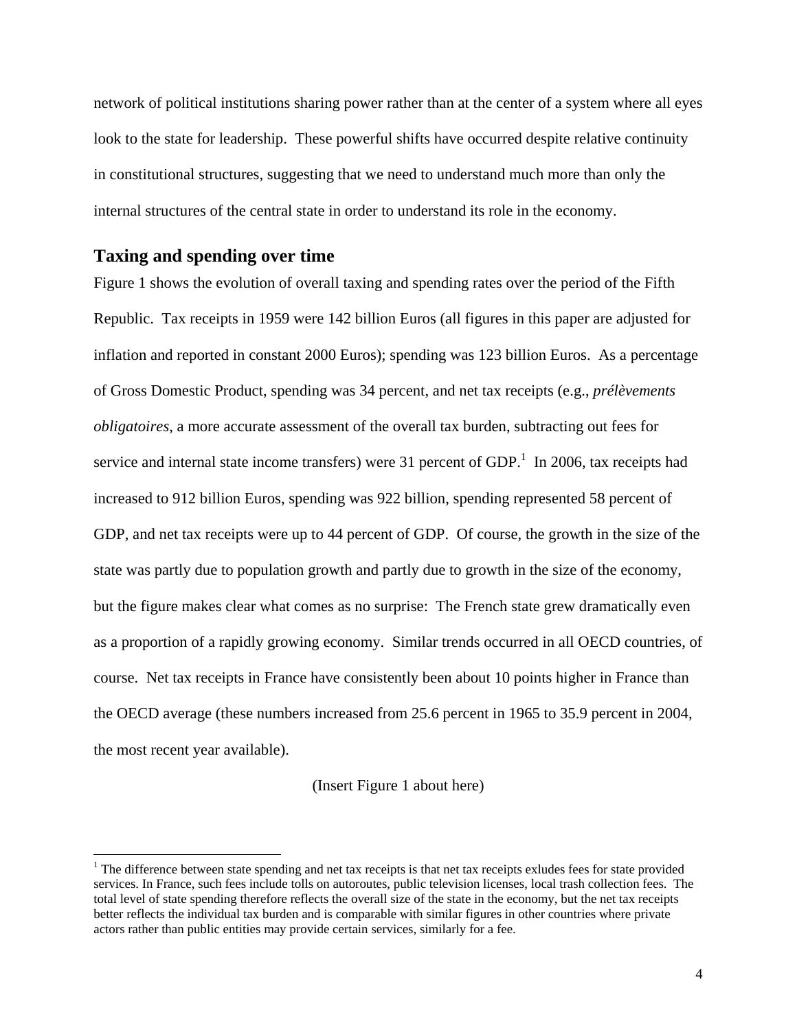network of political institutions sharing power rather than at the center of a system where all eyes look to the state for leadership. These powerful shifts have occurred despite relative continuity in constitutional structures, suggesting that we need to understand much more than only the internal structures of the central state in order to understand its role in the economy.

## Taxing and spending over time

Figure 1 shows the evolution of overall taxing and spending rates over the period of the Fifth Republic. Tax receipts in 1959 were 142 billion Euros (all figures in this paper are adjusted for inflation and reported in constant 2000 Euros); spending was 123 billion Euros. As a percentage of Gross Domestic Product, spending was 34 percent, and net tax receipts (e.g., *prélèvements obligatoires*, a more accurate assessment of the overall tax burden, subtracting out fees for service and internal state income transfers) were 31 percent of GDP.[1] In 2006, tax receipts had increased to 912 billion Euros, spending was 922 billion, spending represented 58 percent of GDP, and net tax receipts were up to 44 percent of GDP. Of course, the growth in the size of the state was partly due to population growth and partly due to growth in the size of the economy, but the figure makes clear what comes as no surprise: The French state grew dramatically even as a proportion of a rapidly growing economy. Similar trends occurred in all OECD countries, of course. Net tax receipts in France have consistently been about 10 points higher in France than the OECD average (these numbers increased from 25.6 percent in 1965 to 35.9 percent in 2004, the most recent year available).

(Insert Figure 1 about here)

[1] The difference between state spending and net tax receipts is that net tax receipts exludes fees for state provided services. In France, such fees include tolls on autoroutes, public television licenses, local trash collection fees. The total level of state spending therefore reflects the overall size of the state in the economy, but the net tax receipts better reflects the individual tax burden and is comparable with similar figures in other countries where private actors rather than public entities may provide certain services, similarly for a fee.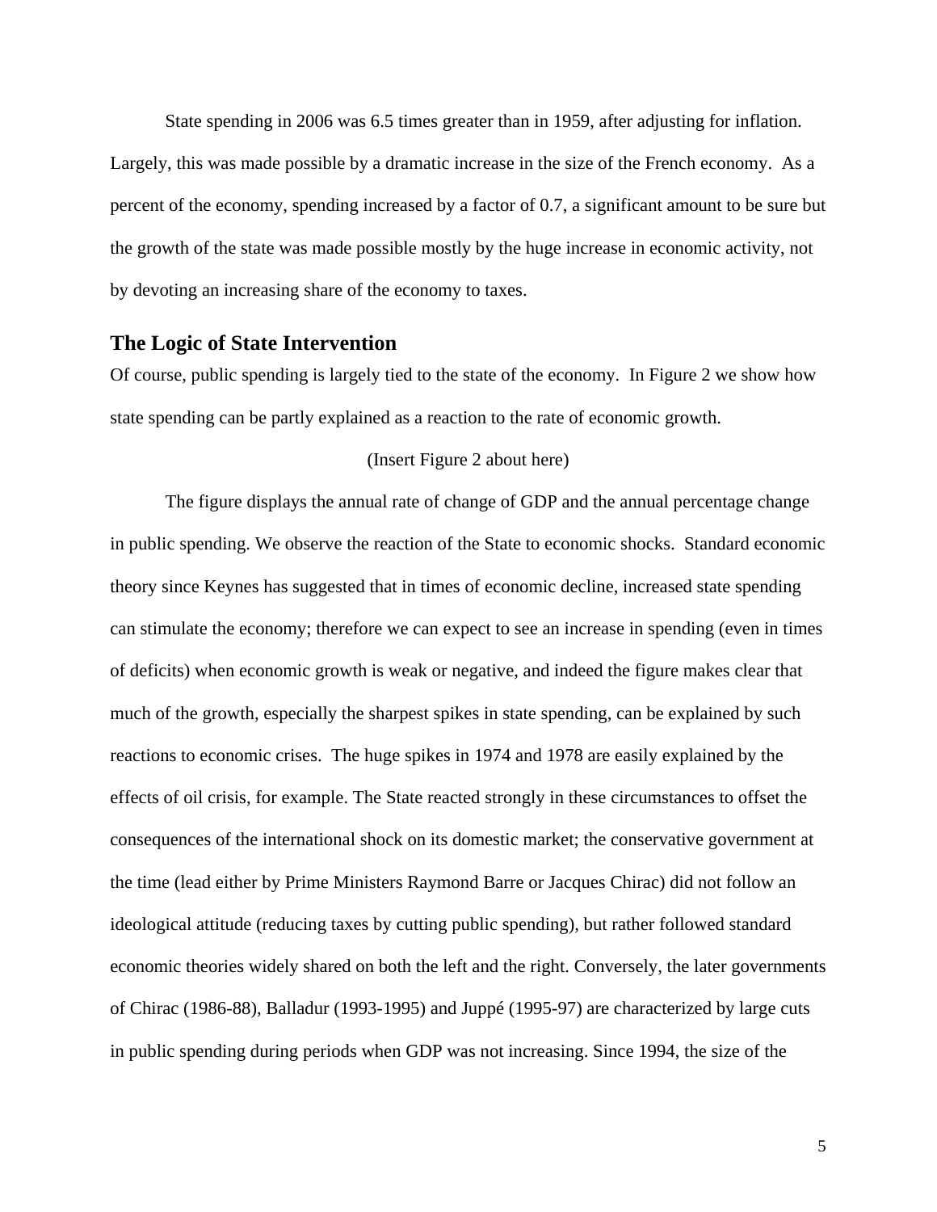State spending in 2006 was 6.5 times greater than in 1959, after adjusting for inflation. Largely, this was made possible by a dramatic increase in the size of the French economy. As a percent of the economy, spending increased by a factor of 0.7, a significant amount to be sure but the growth of the state was made possible mostly by the huge increase in economic activity, not by devoting an increasing share of the economy to taxes.

## The Logic of State Intervention

Of course, public spending is largely tied to the state of the economy. In Figure 2 we show how state spending can be partly explained as a reaction to the rate of economic growth.

(Insert Figure 2 about here)

The figure displays the annual rate of change of GDP and the annual percentage change in public spending. We observe the reaction of the State to economic shocks. Standard economic theory since Keynes has suggested that in times of economic decline, increased state spending can stimulate the economy; therefore we can expect to see an increase in spending (even in times of deficits) when economic growth is weak or negative, and indeed the figure makes clear that much of the growth, especially the sharpest spikes in state spending, can be explained by such reactions to economic crises. The huge spikes in 1974 and 1978 are easily explained by the effects of oil crisis, for example. The State reacted strongly in these circumstances to offset the consequences of the international shock on its domestic market; the conservative government at the time (lead either by Prime Ministers Raymond Barre or Jacques Chirac) did not follow an ideological attitude (reducing taxes by cutting public spending), but rather followed standard economic theories widely shared on both the left and the right. Conversely, the later governments of Chirac (1986-88), Balladur (1993-1995) and Juppé (1995-97) are characterized by large cuts in public spending during periods when GDP was not increasing. Since 1994, the size of the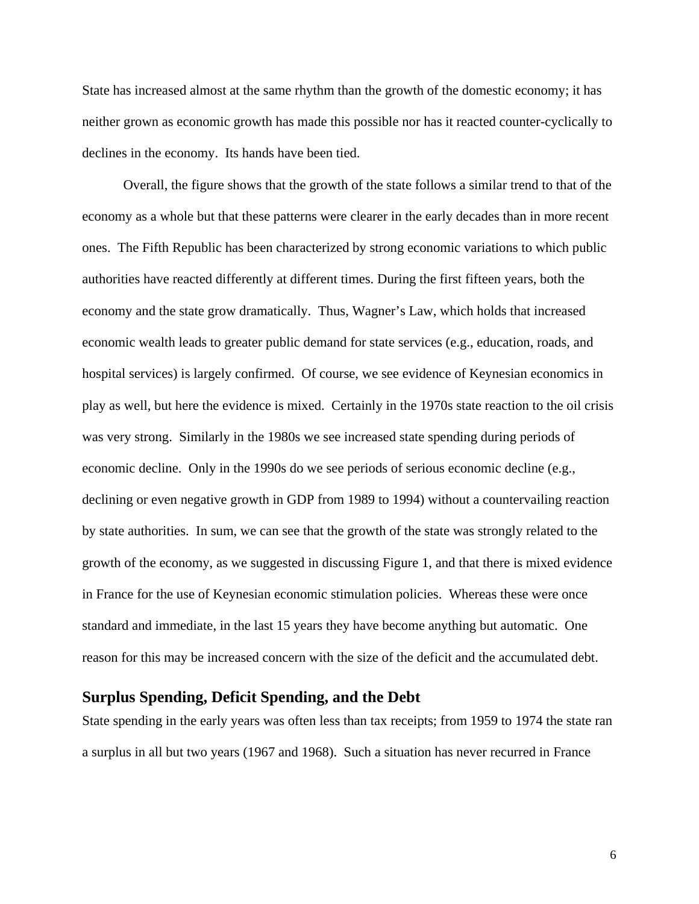State has increased almost at the same rhythm than the growth of the domestic economy; it has neither grown as economic growth has made this possible nor has it reacted counter-cyclically to declines in the economy. Its hands have been tied.

Overall, the figure shows that the growth of the state follows a similar trend to that of the economy as a whole but that these patterns were clearer in the early decades than in more recent ones. The Fifth Republic has been characterized by strong economic variations to which public authorities have reacted differently at different times. During the first fifteen years, both the economy and the state grow dramatically. Thus, Wagner's Law, which holds that increased economic wealth leads to greater public demand for state services (e.g., education, roads, and hospital services) is largely confirmed. Of course, we see evidence of Keynesian economics in play as well, but here the evidence is mixed. Certainly in the 1970s state reaction to the oil crisis was very strong. Similarly in the 1980s we see increased state spending during periods of economic decline. Only in the 1990s do we see periods of serious economic decline (e.g., declining or even negative growth in GDP from 1989 to 1994) without a countervailing reaction by state authorities. In sum, we can see that the growth of the state was strongly related to the growth of the economy, as we suggested in discussing Figure 1, and that there is mixed evidence in France for the use of Keynesian economic stimulation policies. Whereas these were once standard and immediate, in the last 15 years they have become anything but automatic. One reason for this may be increased concern with the size of the deficit and the accumulated debt.

## Surplus Spending, Deficit Spending, and the Debt

State spending in the early years was often less than tax receipts; from 1959 to 1974 the state ran a surplus in all but two years (1967 and 1968). Such a situation has never recurred in France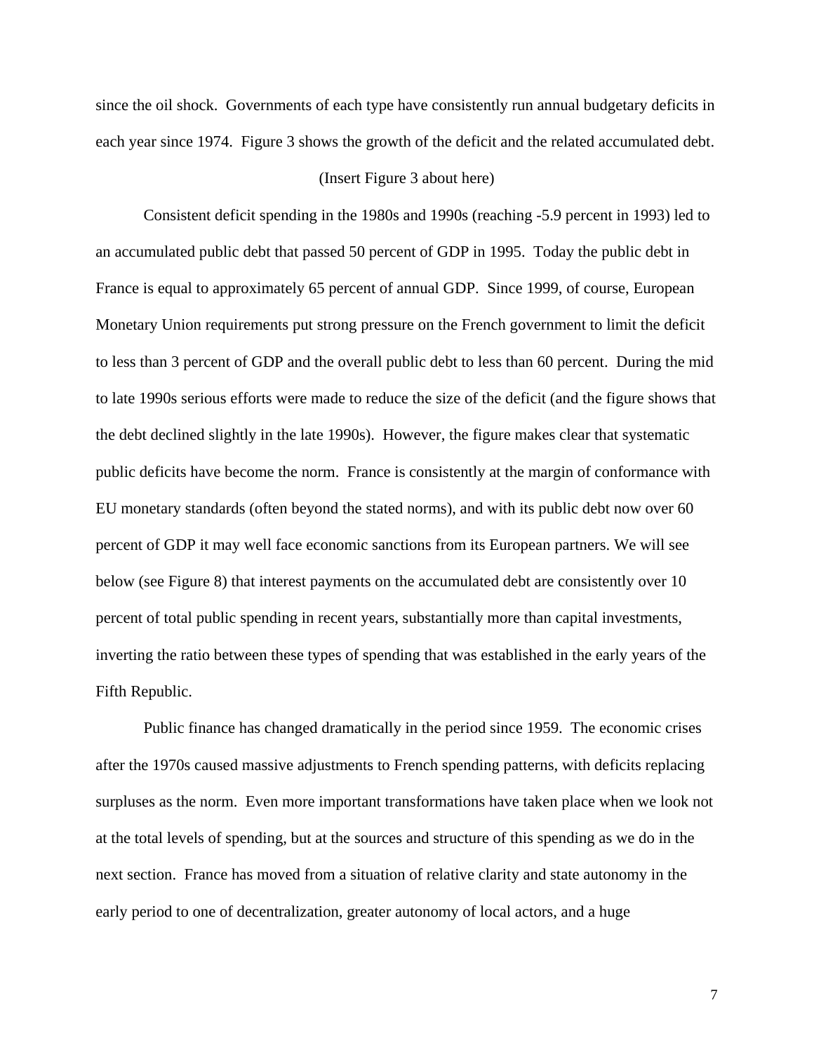since the oil shock. Governments of each type have consistently run annual budgetary deficits in each year since 1974. Figure 3 shows the growth of the deficit and the related accumulated debt.

(Insert Figure 3 about here)

Consistent deficit spending in the 1980s and 1990s (reaching -5.9 percent in 1993) led to an accumulated public debt that passed 50 percent of GDP in 1995. Today the public debt in France is equal to approximately 65 percent of annual GDP. Since 1999, of course, European Monetary Union requirements put strong pressure on the French government to limit the deficit to less than 3 percent of GDP and the overall public debt to less than 60 percent. During the mid to late 1990s serious efforts were made to reduce the size of the deficit (and the figure shows that the debt declined slightly in the late 1990s). However, the figure makes clear that systematic public deficits have become the norm. France is consistently at the margin of conformance with EU monetary standards (often beyond the stated norms), and with its public debt now over 60 percent of GDP it may well face economic sanctions from its European partners. We will see below (see Figure 8) that interest payments on the accumulated debt are consistently over 10 percent of total public spending in recent years, substantially more than capital investments, inverting the ratio between these types of spending that was established in the early years of the Fifth Republic.

Public finance has changed dramatically in the period since 1959. The economic crises after the 1970s caused massive adjustments to French spending patterns, with deficits replacing surpluses as the norm. Even more important transformations have taken place when we look not at the total levels of spending, but at the sources and structure of this spending as we do in the next section. France has moved from a situation of relative clarity and state autonomy in the early period to one of decentralization, greater autonomy of local actors, and a huge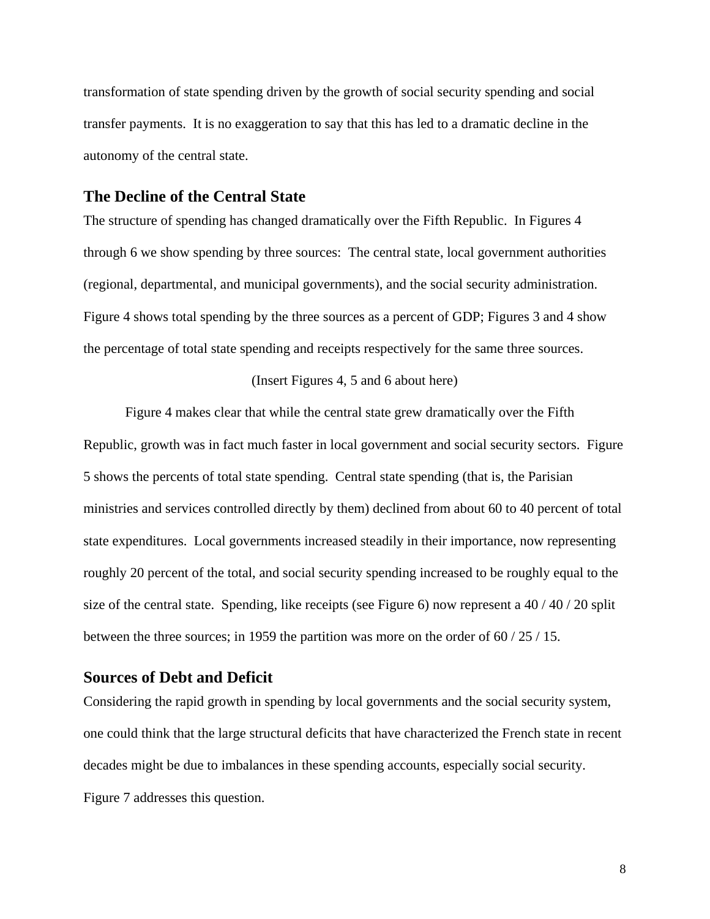transformation of state spending driven by the growth of social security spending and social transfer payments. It is no exaggeration to say that this has led to a dramatic decline in the autonomy of the central state.

## The Decline of the Central State

The structure of spending has changed dramatically over the Fifth Republic. In Figures 4 through 6 we show spending by three sources: The central state, local government authorities (regional, departmental, and municipal governments), and the social security administration. Figure 4 shows total spending by the three sources as a percent of GDP; Figures 3 and 4 show the percentage of total state spending and receipts respectively for the same three sources.

(Insert Figures 4, 5 and 6 about here)

Figure 4 makes clear that while the central state grew dramatically over the Fifth Republic, growth was in fact much faster in local government and social security sectors. Figure 5 shows the percents of total state spending. Central state spending (that is, the Parisian ministries and services controlled directly by them) declined from about 60 to 40 percent of total state expenditures. Local governments increased steadily in their importance, now representing roughly 20 percent of the total, and social security spending increased to be roughly equal to the size of the central state. Spending, like receipts (see Figure 6) now represent a 40 / 40 / 20 split between the three sources; in 1959 the partition was more on the order of 60 / 25 / 15.

## Sources of Debt and Deficit

Considering the rapid growth in spending by local governments and the social security system, one could think that the large structural deficits that have characterized the French state in recent decades might be due to imbalances in these spending accounts, especially social security. Figure 7 addresses this question.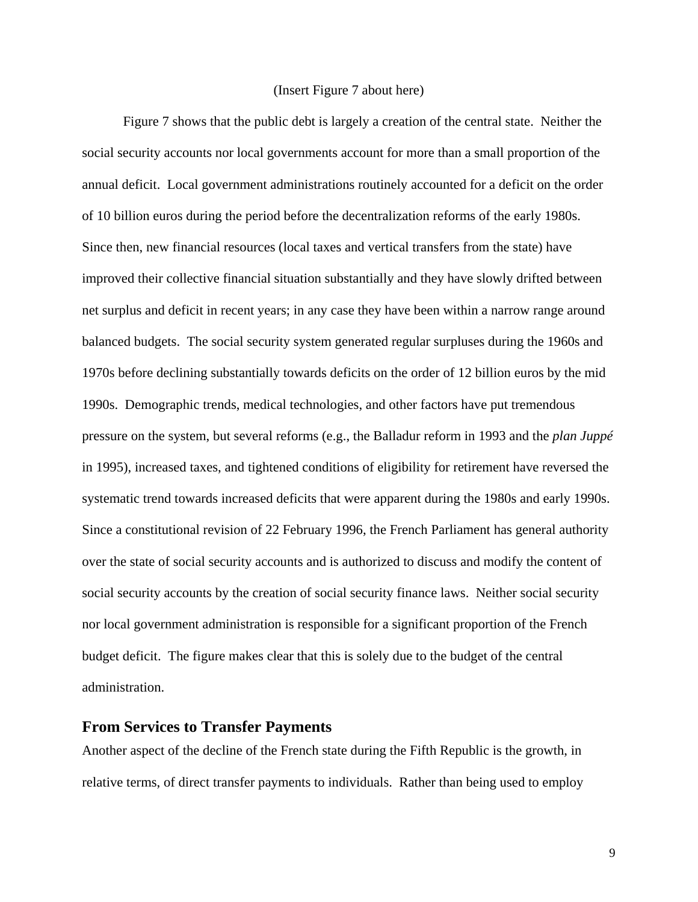(Insert Figure 7 about here)

Figure 7 shows that the public debt is largely a creation of the central state. Neither the social security accounts nor local governments account for more than a small proportion of the annual deficit. Local government administrations routinely accounted for a deficit on the order of 10 billion euros during the period before the decentralization reforms of the early 1980s. Since then, new financial resources (local taxes and vertical transfers from the state) have improved their collective financial situation substantially and they have slowly drifted between net surplus and deficit in recent years; in any case they have been within a narrow range around balanced budgets. The social security system generated regular surpluses during the 1960s and 1970s before declining substantially towards deficits on the order of 12 billion euros by the mid 1990s. Demographic trends, medical technologies, and other factors have put tremendous pressure on the system, but several reforms (e.g., the Balladur reform in 1993 and the *plan Juppé* in 1995), increased taxes, and tightened conditions of eligibility for retirement have reversed the systematic trend towards increased deficits that were apparent during the 1980s and early 1990s. Since a constitutional revision of 22 February 1996, the French Parliament has general authority over the state of social security accounts and is authorized to discuss and modify the content of social security accounts by the creation of social security finance laws. Neither social security nor local government administration is responsible for a significant proportion of the French budget deficit. The figure makes clear that this is solely due to the budget of the central administration.

## From Services to Transfer Payments

Another aspect of the decline of the French state during the Fifth Republic is the growth, in relative terms, of direct transfer payments to individuals. Rather than being used to employ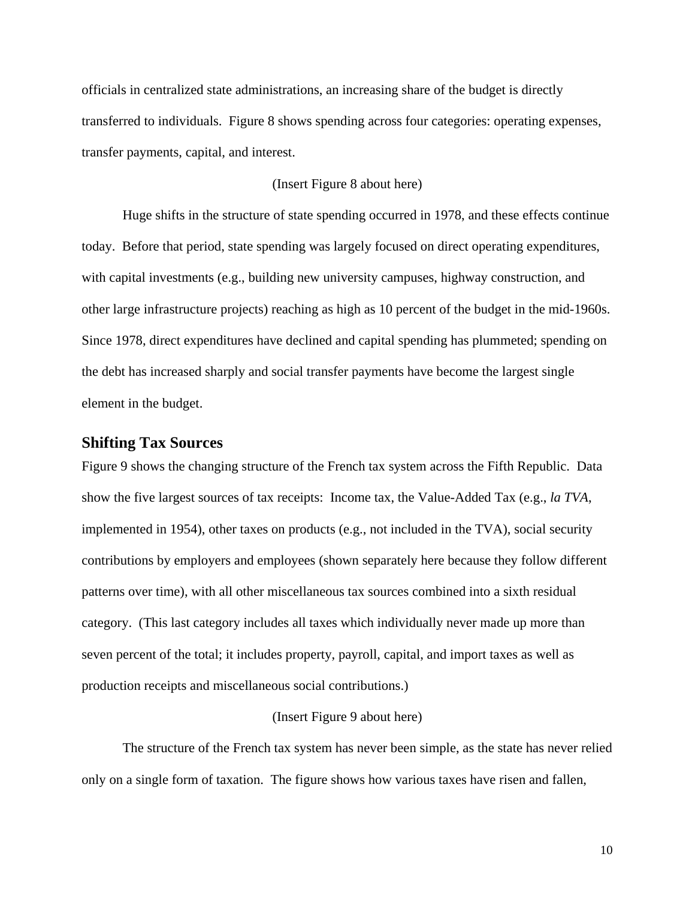officials in centralized state administrations, an increasing share of the budget is directly transferred to individuals. Figure 8 shows spending across four categories: operating expenses, transfer payments, capital, and interest.

(Insert Figure 8 about here)

Huge shifts in the structure of state spending occurred in 1978, and these effects continue today. Before that period, state spending was largely focused on direct operating expenditures, with capital investments (e.g., building new university campuses, highway construction, and other large infrastructure projects) reaching as high as 10 percent of the budget in the mid-1960s. Since 1978, direct expenditures have declined and capital spending has plummeted; spending on the debt has increased sharply and social transfer payments have become the largest single element in the budget.

## Shifting Tax Sources

Figure 9 shows the changing structure of the French tax system across the Fifth Republic. Data show the five largest sources of tax receipts: Income tax, the Value-Added Tax (e.g., *la TVA*, implemented in 1954), other taxes on products (e.g., not included in the TVA), social security contributions by employers and employees (shown separately here because they follow different patterns over time), with all other miscellaneous tax sources combined into a sixth residual category. (This last category includes all taxes which individually never made up more than seven percent of the total; it includes property, payroll, capital, and import taxes as well as production receipts and miscellaneous social contributions.)

(Insert Figure 9 about here)

The structure of the French tax system has never been simple, as the state has never relied only on a single form of taxation. The figure shows how various taxes have risen and fallen,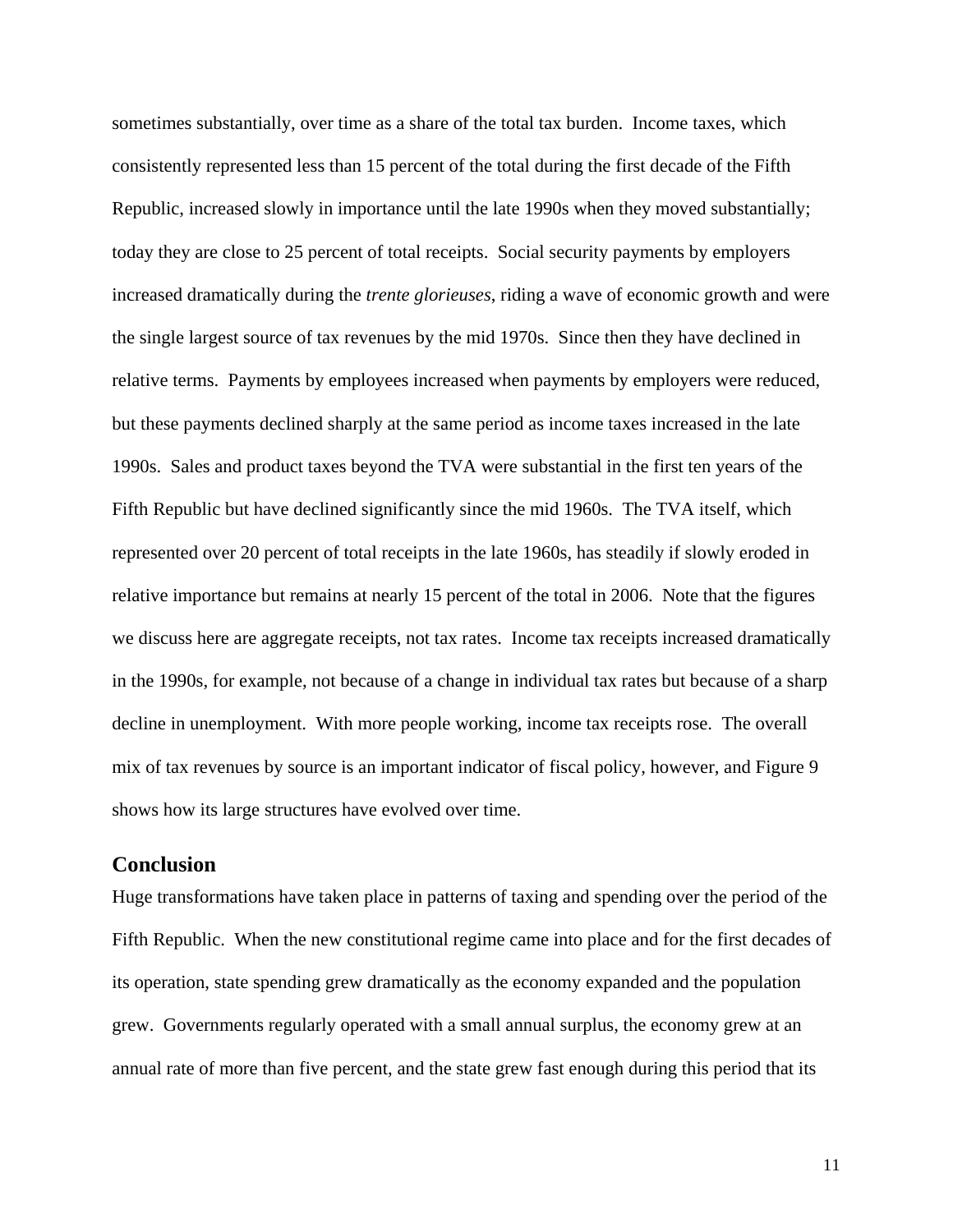sometimes substantially, over time as a share of the total tax burden. Income taxes, which consistently represented less than 15 percent of the total during the first decade of the Fifth Republic, increased slowly in importance until the late 1990s when they moved substantially; today they are close to 25 percent of total receipts. Social security payments by employers increased dramatically during the *trente glorieuses*, riding a wave of economic growth and were the single largest source of tax revenues by the mid 1970s. Since then they have declined in relative terms. Payments by employees increased when payments by employers were reduced, but these payments declined sharply at the same period as income taxes increased in the late 1990s. Sales and product taxes beyond the TVA were substantial in the first ten years of the Fifth Republic but have declined significantly since the mid 1960s. The TVA itself, which represented over 20 percent of total receipts in the late 1960s, has steadily if slowly eroded in relative importance but remains at nearly 15 percent of the total in 2006. Note that the figures we discuss here are aggregate receipts, not tax rates. Income tax receipts increased dramatically in the 1990s, for example, not because of a change in individual tax rates but because of a sharp decline in unemployment. With more people working, income tax receipts rose. The overall mix of tax revenues by source is an important indicator of fiscal policy, however, and Figure 9 shows how its large structures have evolved over time.

## Conclusion

Huge transformations have taken place in patterns of taxing and spending over the period of the Fifth Republic. When the new constitutional regime came into place and for the first decades of its operation, state spending grew dramatically as the economy expanded and the population grew. Governments regularly operated with a small annual surplus, the economy grew at an annual rate of more than five percent, and the state grew fast enough during this period that its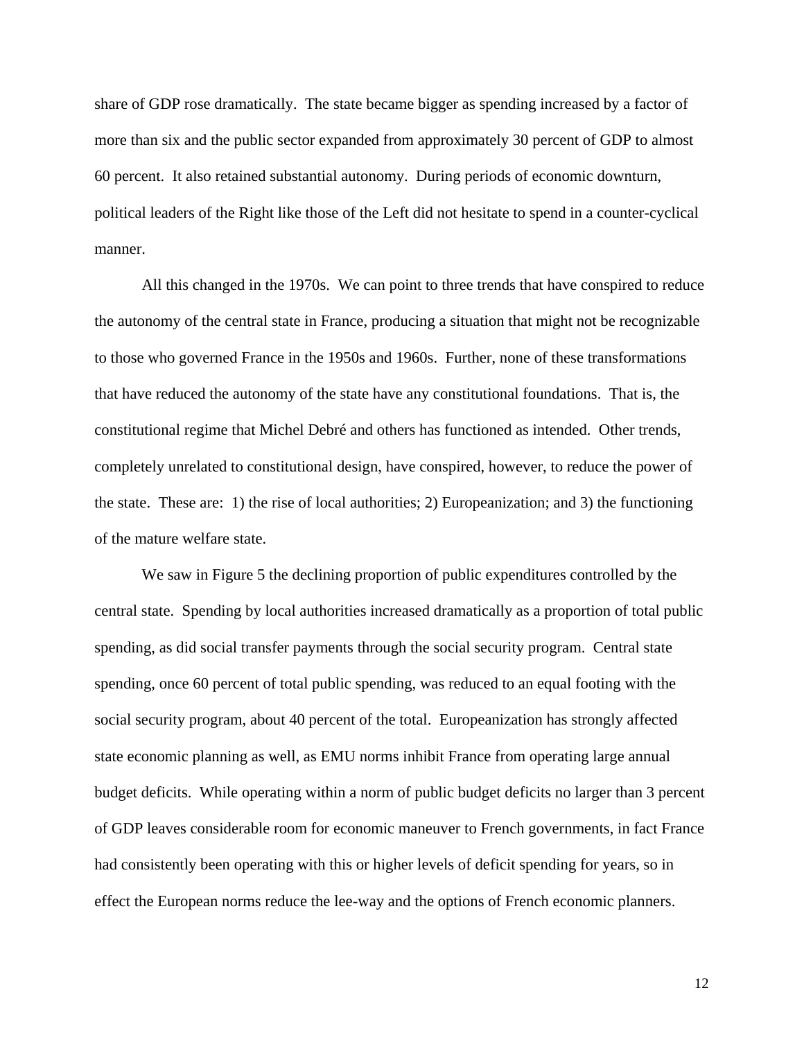share of GDP rose dramatically. The state became bigger as spending increased by a factor of more than six and the public sector expanded from approximately 30 percent of GDP to almost 60 percent. It also retained substantial autonomy. During periods of economic downturn, political leaders of the Right like those of the Left did not hesitate to spend in a counter-cyclical manner.

All this changed in the 1970s. We can point to three trends that have conspired to reduce the autonomy of the central state in France, producing a situation that might not be recognizable to those who governed France in the 1950s and 1960s. Further, none of these transformations that have reduced the autonomy of the state have any constitutional foundations. That is, the constitutional regime that Michel Debré and others has functioned as intended. Other trends, completely unrelated to constitutional design, have conspired, however, to reduce the power of the state. These are: 1) the rise of local authorities; 2) Europeanization; and 3) the functioning of the mature welfare state.

We saw in Figure 5 the declining proportion of public expenditures controlled by the central state. Spending by local authorities increased dramatically as a proportion of total public spending, as did social transfer payments through the social security program. Central state spending, once 60 percent of total public spending, was reduced to an equal footing with the social security program, about 40 percent of the total. Europeanization has strongly affected state economic planning as well, as EMU norms inhibit France from operating large annual budget deficits. While operating within a norm of public budget deficits no larger than 3 percent of GDP leaves considerable room for economic maneuver to French governments, in fact France had consistently been operating with this or higher levels of deficit spending for years, so in effect the European norms reduce the lee-way and the options of French economic planners.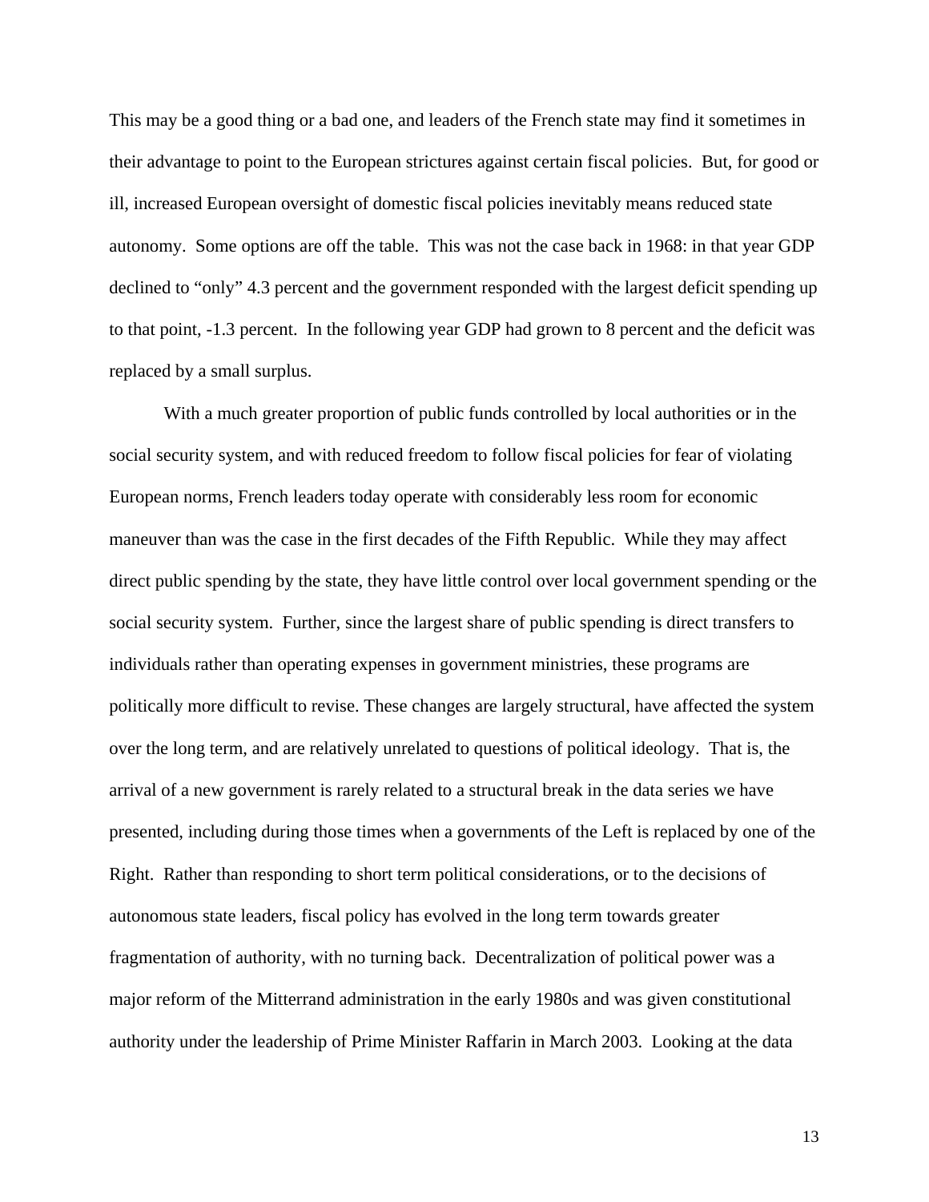This may be a good thing or a bad one, and leaders of the French state may find it sometimes in their advantage to point to the European strictures against certain fiscal policies. But, for good or ill, increased European oversight of domestic fiscal policies inevitably means reduced state autonomy. Some options are off the table. This was not the case back in 1968: in that year GDP declined to "only" 4.3 percent and the government responded with the largest deficit spending up to that point, -1.3 percent. In the following year GDP had grown to 8 percent and the deficit was replaced by a small surplus.

With a much greater proportion of public funds controlled by local authorities or in the social security system, and with reduced freedom to follow fiscal policies for fear of violating European norms, French leaders today operate with considerably less room for economic maneuver than was the case in the first decades of the Fifth Republic. While they may affect direct public spending by the state, they have little control over local government spending or the social security system. Further, since the largest share of public spending is direct transfers to individuals rather than operating expenses in government ministries, these programs are politically more difficult to revise. These changes are largely structural, have affected the system over the long term, and are relatively unrelated to questions of political ideology. That is, the arrival of a new government is rarely related to a structural break in the data series we have presented, including during those times when a governments of the Left is replaced by one of the Right. Rather than responding to short term political considerations, or to the decisions of autonomous state leaders, fiscal policy has evolved in the long term towards greater fragmentation of authority, with no turning back. Decentralization of political power was a major reform of the Mitterrand administration in the early 1980s and was given constitutional authority under the leadership of Prime Minister Raffarin in March 2003. Looking at the data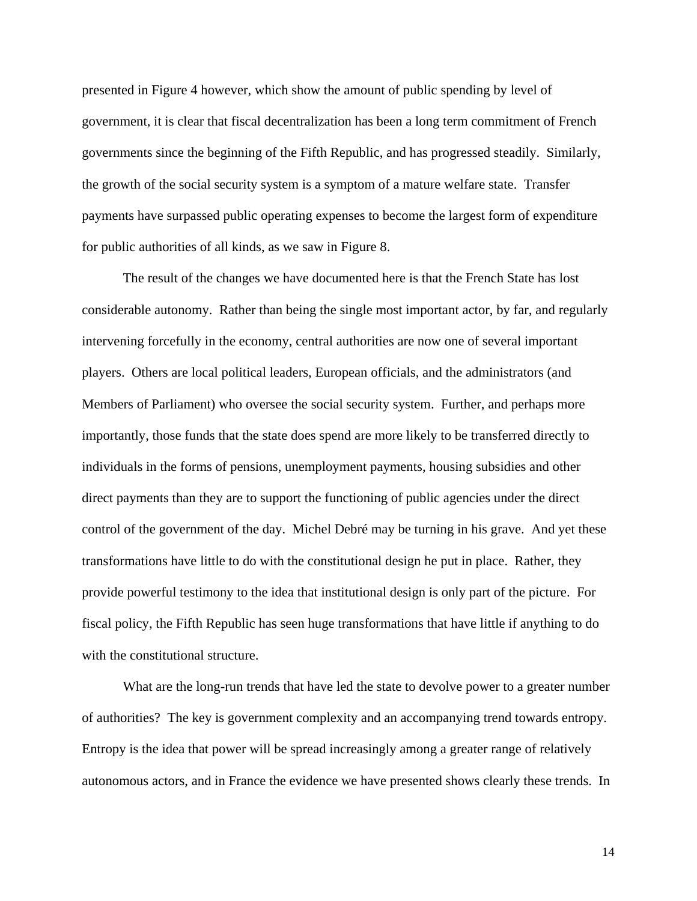presented in Figure 4 however, which show the amount of public spending by level of government, it is clear that fiscal decentralization has been a long term commitment of French governments since the beginning of the Fifth Republic, and has progressed steadily. Similarly, the growth of the social security system is a symptom of a mature welfare state. Transfer payments have surpassed public operating expenses to become the largest form of expenditure for public authorities of all kinds, as we saw in Figure 8.

The result of the changes we have documented here is that the French State has lost considerable autonomy. Rather than being the single most important actor, by far, and regularly intervening forcefully in the economy, central authorities are now one of several important players. Others are local political leaders, European officials, and the administrators (and Members of Parliament) who oversee the social security system. Further, and perhaps more importantly, those funds that the state does spend are more likely to be transferred directly to individuals in the forms of pensions, unemployment payments, housing subsidies and other direct payments than they are to support the functioning of public agencies under the direct control of the government of the day. Michel Debré may be turning in his grave. And yet these transformations have little to do with the constitutional design he put in place. Rather, they provide powerful testimony to the idea that institutional design is only part of the picture. For fiscal policy, the Fifth Republic has seen huge transformations that have little if anything to do with the constitutional structure.

What are the long-run trends that have led the state to devolve power to a greater number of authorities? The key is government complexity and an accompanying trend towards entropy. Entropy is the idea that power will be spread increasingly among a greater range of relatively autonomous actors, and in France the evidence we have presented shows clearly these trends. In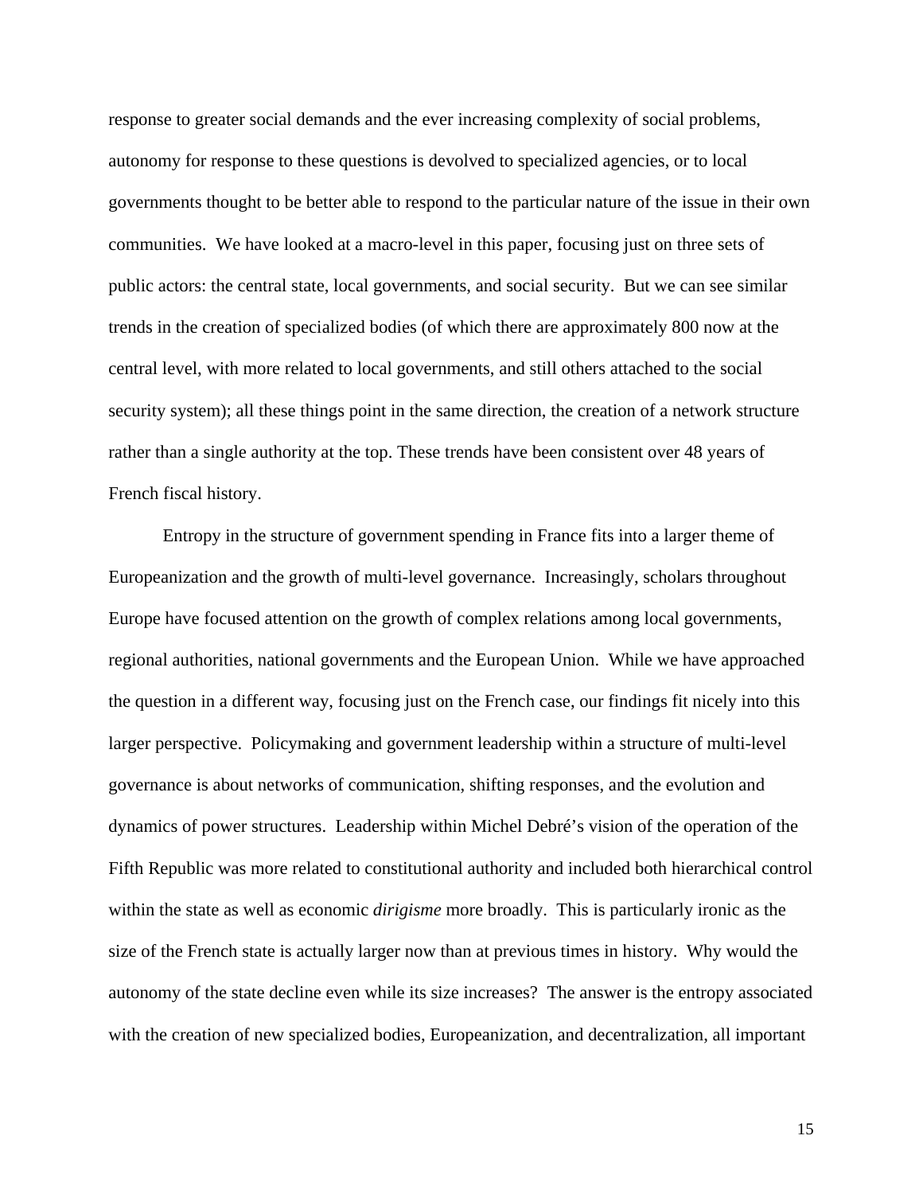response to greater social demands and the ever increasing complexity of social problems, autonomy for response to these questions is devolved to specialized agencies, or to local governments thought to be better able to respond to the particular nature of the issue in their own communities. We have looked at a macro-level in this paper, focusing just on three sets of public actors: the central state, local governments, and social security. But we can see similar trends in the creation of specialized bodies (of which there are approximately 800 now at the central level, with more related to local governments, and still others attached to the social security system); all these things point in the same direction, the creation of a network structure rather than a single authority at the top. These trends have been consistent over 48 years of French fiscal history.

Entropy in the structure of government spending in France fits into a larger theme of Europeanization and the growth of multi-level governance. Increasingly, scholars throughout Europe have focused attention on the growth of complex relations among local governments, regional authorities, national governments and the European Union. While we have approached the question in a different way, focusing just on the French case, our findings fit nicely into this larger perspective. Policymaking and government leadership within a structure of multi-level governance is about networks of communication, shifting responses, and the evolution and dynamics of power structures. Leadership within Michel Debré's vision of the operation of the Fifth Republic was more related to constitutional authority and included both hierarchical control within the state as well as economic *dirigisme* more broadly. This is particularly ironic as the size of the French state is actually larger now than at previous times in history. Why would the autonomy of the state decline even while its size increases? The answer is the entropy associated with the creation of new specialized bodies, Europeanization, and decentralization, all important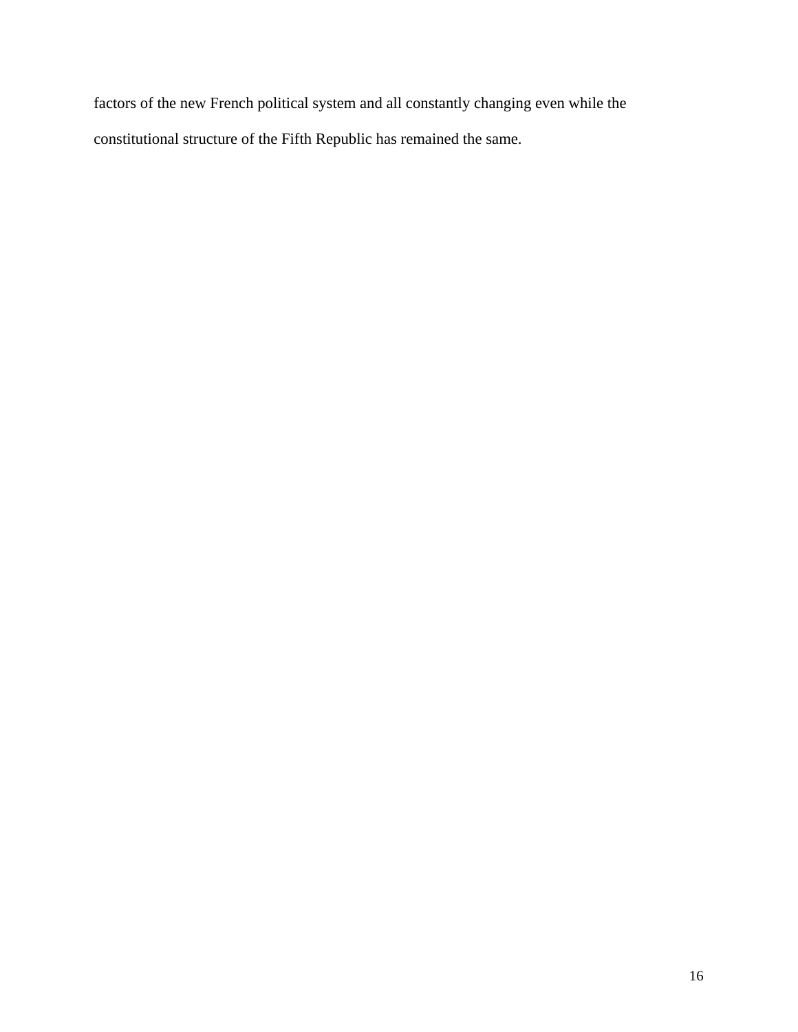factors of the new French political system and all constantly changing even while the constitutional structure of the Fifth Republic has remained the same.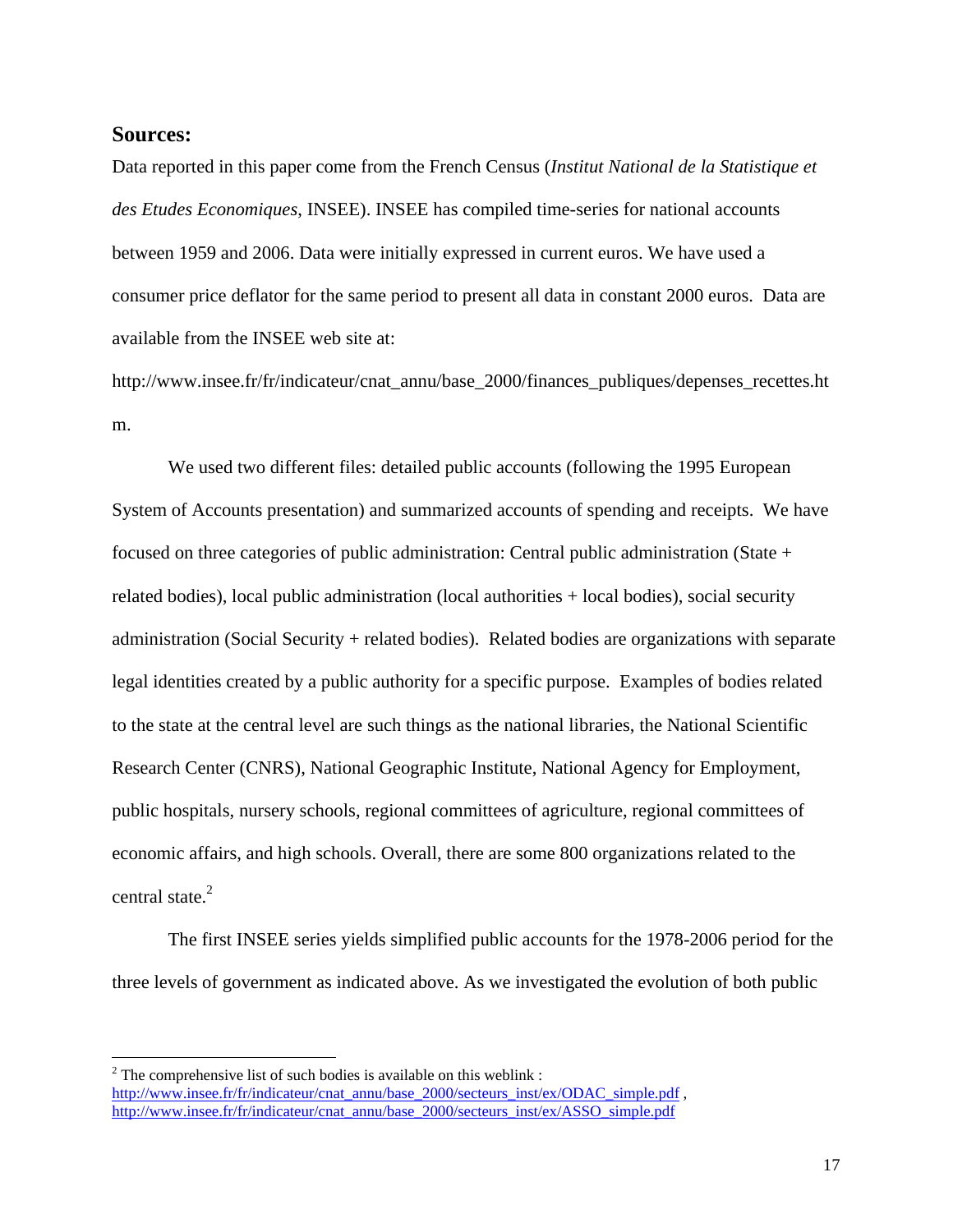## Sources:

Data reported in this paper come from the French Census (*Institut National de la Statistique et des Etudes Economiques*, INSEE). INSEE has compiled time-series for national accounts between 1959 and 2006. Data were initially expressed in current euros. We have used a consumer price deflator for the same period to present all data in constant 2000 euros. Data are available from the INSEE web site at: http://www.insee.fr/fr/indicateur/cnat_annu/base_2000/finances_publiques/depenses_recettes.htm.

We used two different files: detailed public accounts (following the 1995 European System of Accounts presentation) and summarized accounts of spending and receipts. We have focused on three categories of public administration: Central public administration (State + related bodies), local public administration (local authorities + local bodies), social security administration (Social Security + related bodies). Related bodies are organizations with separate legal identities created by a public authority for a specific purpose. Examples of bodies related to the state at the central level are such things as the national libraries, the National Scientific Research Center (CNRS), National Geographic Institute, National Agency for Employment, public hospitals, nursery schools, regional committees of agriculture, regional committees of economic affairs, and high schools. Overall, there are some 800 organizations related to the central state.[2]

The first INSEE series yields simplified public accounts for the 1978-2006 period for the three levels of government as indicated above. As we investigated the evolution of both public

[2] The comprehensive list of such bodies is available on this weblink : http://www.insee.fr/fr/indicateur/cnat_annu/base_2000/secteurs_inst/ex/ODAC_simple.pdf , http://www.insee.fr/fr/indicateur/cnat_annu/base_2000/secteurs_inst/ex/ASSO_simple.pdf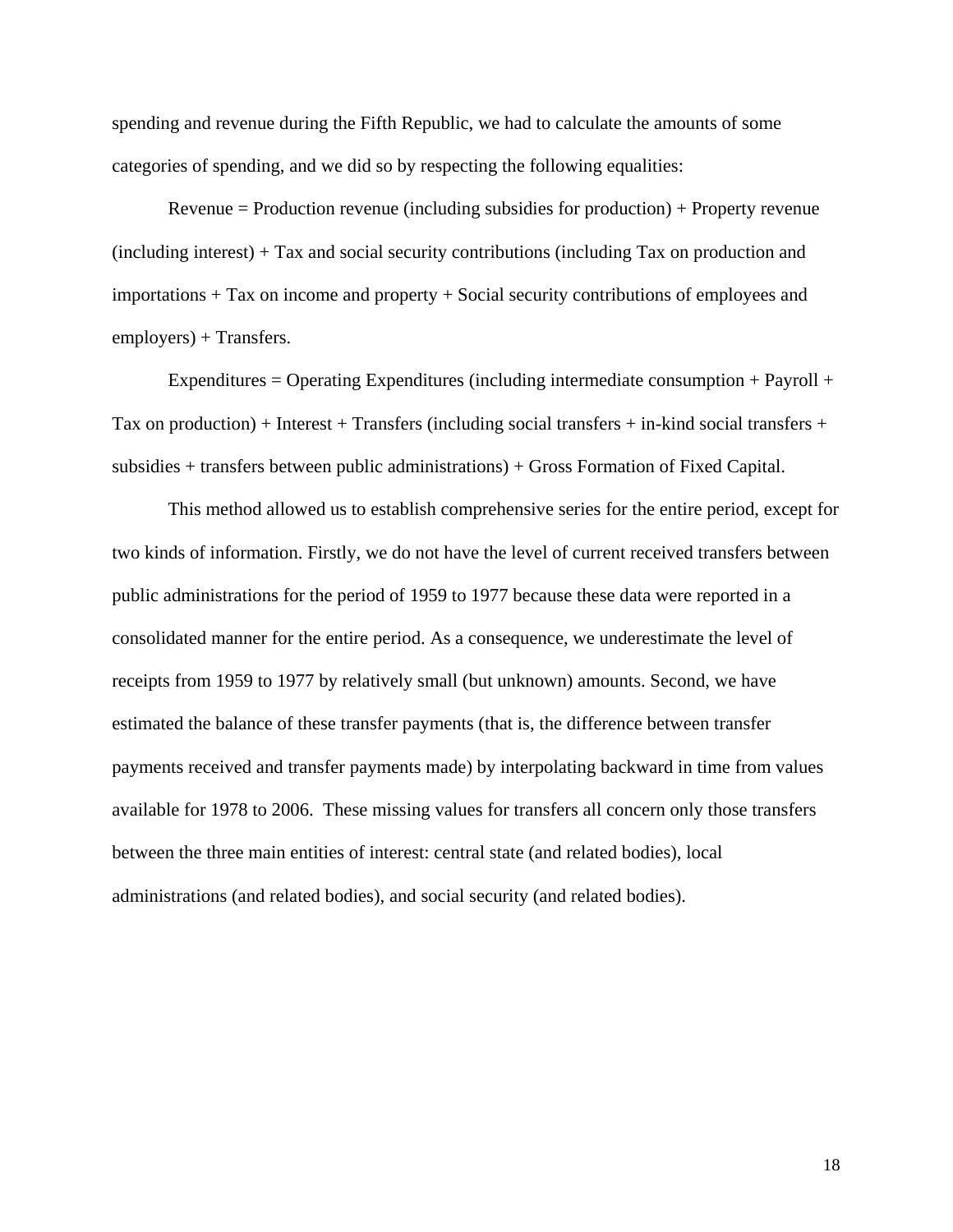spending and revenue during the Fifth Republic, we had to calculate the amounts of some categories of spending, and we did so by respecting the following equalities:

Revenue = Production revenue (including subsidies for production) + Property revenue (including interest) + Tax and social security contributions (including Tax on production and importations + Tax on income and property + Social security contributions of employees and employers) + Transfers.

Expenditures = Operating Expenditures (including intermediate consumption + Payroll + Tax on production) + Interest + Transfers (including social transfers + in-kind social transfers + subsidies + transfers between public administrations) + Gross Formation of Fixed Capital.

This method allowed us to establish comprehensive series for the entire period, except for two kinds of information. Firstly, we do not have the level of current received transfers between public administrations for the period of 1959 to 1977 because these data were reported in a consolidated manner for the entire period. As a consequence, we underestimate the level of receipts from 1959 to 1977 by relatively small (but unknown) amounts. Second, we have estimated the balance of these transfer payments (that is, the difference between transfer payments received and transfer payments made) by interpolating backward in time from values available for 1978 to 2006. These missing values for transfers all concern only those transfers between the three main entities of interest: central state (and related bodies), local administrations (and related bodies), and social security (and related bodies).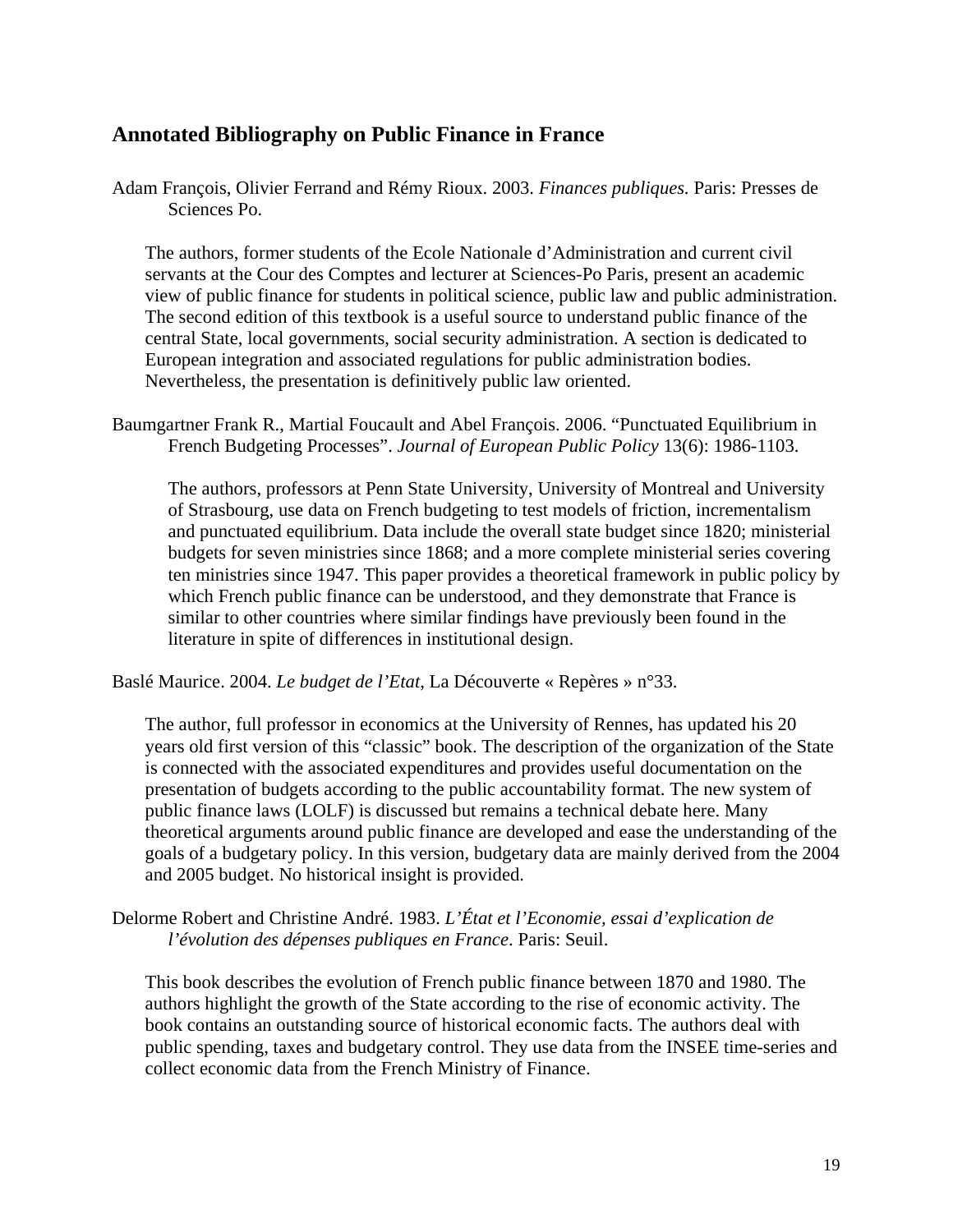## Annotated Bibliography on Public Finance in France

Adam François, Olivier Ferrand and Rémy Rioux. 2003. *Finances publiques.* Paris: Presses de Sciences Po.

The authors, former students of the Ecole Nationale d'Administration and current civil servants at the Cour des Comptes and lecturer at Sciences-Po Paris, present an academic view of public finance for students in political science, public law and public administration. The second edition of this textbook is a useful source to understand public finance of the central State, local governments, social security administration. A section is dedicated to European integration and associated regulations for public administration bodies. Nevertheless, the presentation is definitively public law oriented.

Baumgartner Frank R., Martial Foucault and Abel François. 2006. "Punctuated Equilibrium in French Budgeting Processes". *Journal of European Public Policy* 13(6): 1986-1103.

The authors, professors at Penn State University, University of Montreal and University of Strasbourg, use data on French budgeting to test models of friction, incrementalism and punctuated equilibrium. Data include the overall state budget since 1820; ministerial budgets for seven ministries since 1868; and a more complete ministerial series covering ten ministries since 1947. This paper provides a theoretical framework in public policy by which French public finance can be understood, and they demonstrate that France is similar to other countries where similar findings have previously been found in the literature in spite of differences in institutional design.

Baslé Maurice. 2004. *Le budget de l'Etat*, La Découverte « Repères » n°33.

The author, full professor in economics at the University of Rennes, has updated his 20 years old first version of this "classic" book. The description of the organization of the State is connected with the associated expenditures and provides useful documentation on the presentation of budgets according to the public accountability format. The new system of public finance laws (LOLF) is discussed but remains a technical debate here. Many theoretical arguments around public finance are developed and ease the understanding of the goals of a budgetary policy. In this version, budgetary data are mainly derived from the 2004 and 2005 budget. No historical insight is provided.

Delorme Robert and Christine André. 1983. *L'État et l'Economie, essai d'explication de l'évolution des dépenses publiques en France*. Paris: Seuil.

This book describes the evolution of French public finance between 1870 and 1980. The authors highlight the growth of the State according to the rise of economic activity. The book contains an outstanding source of historical economic facts. The authors deal with public spending, taxes and budgetary control. They use data from the INSEE time-series and collect economic data from the French Ministry of Finance.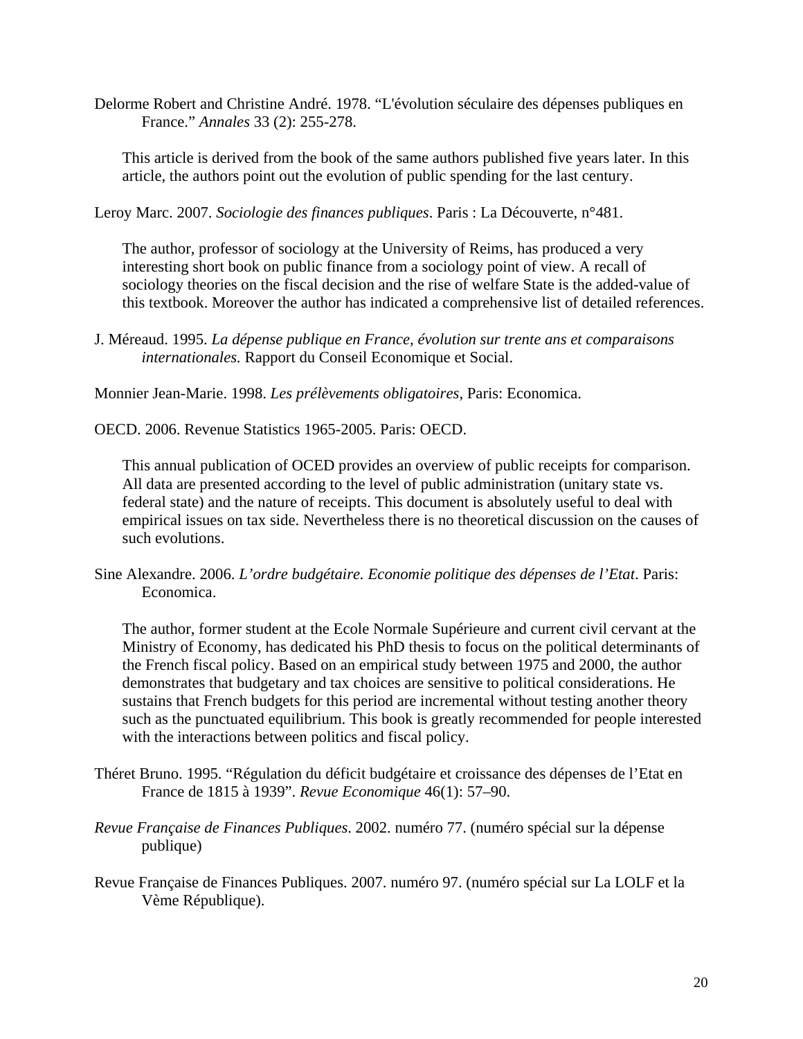Delorme Robert and Christine André. 1978. "L'évolution séculaire des dépenses publiques en France." *Annales* 33 (2): 255-278.

This article is derived from the book of the same authors published five years later. In this article, the authors point out the evolution of public spending for the last century.

Leroy Marc. 2007. *Sociologie des finances publiques*. Paris : La Découverte, n°481.

The author, professor of sociology at the University of Reims, has produced a very interesting short book on public finance from a sociology point of view. A recall of sociology theories on the fiscal decision and the rise of welfare State is the added-value of this textbook. Moreover the author has indicated a comprehensive list of detailed references.

J. Méreaud. 1995. *La dépense publique en France, évolution sur trente ans et comparaisons internationales.* Rapport du Conseil Economique et Social.

Monnier Jean-Marie. 1998. *Les prélèvements obligatoires*, Paris: Economica.

OECD. 2006. Revenue Statistics 1965-2005. Paris: OECD.

This annual publication of OCED provides an overview of public receipts for comparison. All data are presented according to the level of public administration (unitary state vs. federal state) and the nature of receipts. This document is absolutely useful to deal with empirical issues on tax side. Nevertheless there is no theoretical discussion on the causes of such evolutions.

Sine Alexandre. 2006. *L'ordre budgétaire. Economie politique des dépenses de l'Etat*. Paris: Economica.

The author, former student at the Ecole Normale Supérieure and current civil cervant at the Ministry of Economy, has dedicated his PhD thesis to focus on the political determinants of the French fiscal policy. Based on an empirical study between 1975 and 2000, the author demonstrates that budgetary and tax choices are sensitive to political considerations. He sustains that French budgets for this period are incremental without testing another theory such as the punctuated equilibrium. This book is greatly recommended for people interested with the interactions between politics and fiscal policy.

Théret Bruno. 1995. "Régulation du déficit budgétaire et croissance des dépenses de l'Etat en France de 1815 à 1939". *Revue Economique* 46(1): 57–90.

*Revue Française de Finances Publiques*. 2002. numéro 77. (numéro spécial sur la dépense publique)

Revue Française de Finances Publiques. 2007. numéro 97. (numéro spécial sur La LOLF et la Vème République).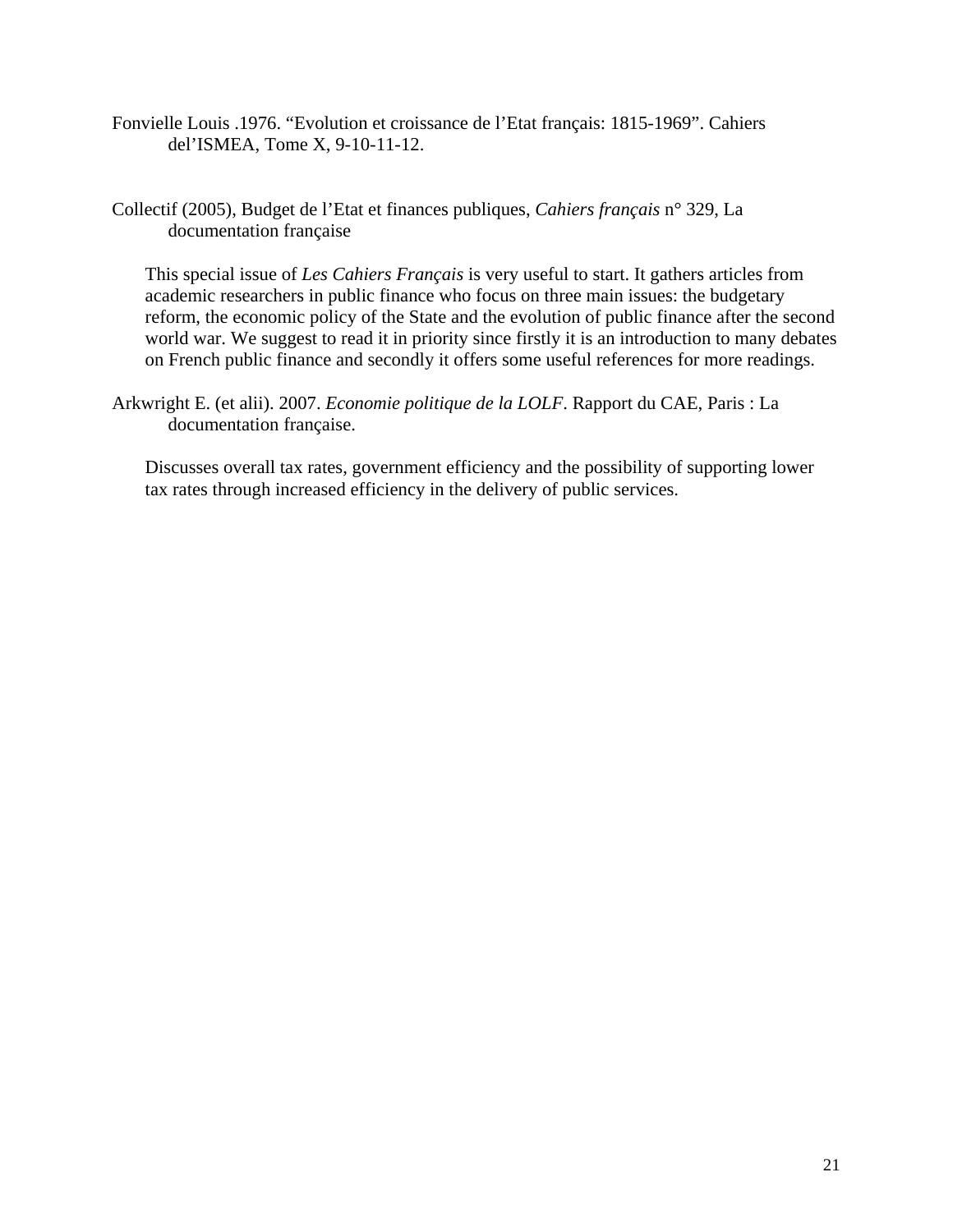Fonvielle Louis .1976. "Evolution et croissance de l'Etat français: 1815-1969". Cahiers del'ISMEA, Tome X, 9-10-11-12.

Collectif (2005), Budget de l'Etat et finances publiques, *Cahiers français* n° 329, La documentation française

This special issue of *Les Cahiers Français* is very useful to start. It gathers articles from academic researchers in public finance who focus on three main issues: the budgetary reform, the economic policy of the State and the evolution of public finance after the second world war. We suggest to read it in priority since firstly it is an introduction to many debates on French public finance and secondly it offers some useful references for more readings.

Arkwright E. (et alii). 2007. *Economie politique de la LOLF*. Rapport du CAE, Paris : La documentation française.

Discusses overall tax rates, government efficiency and the possibility of supporting lower tax rates through increased efficiency in the delivery of public services.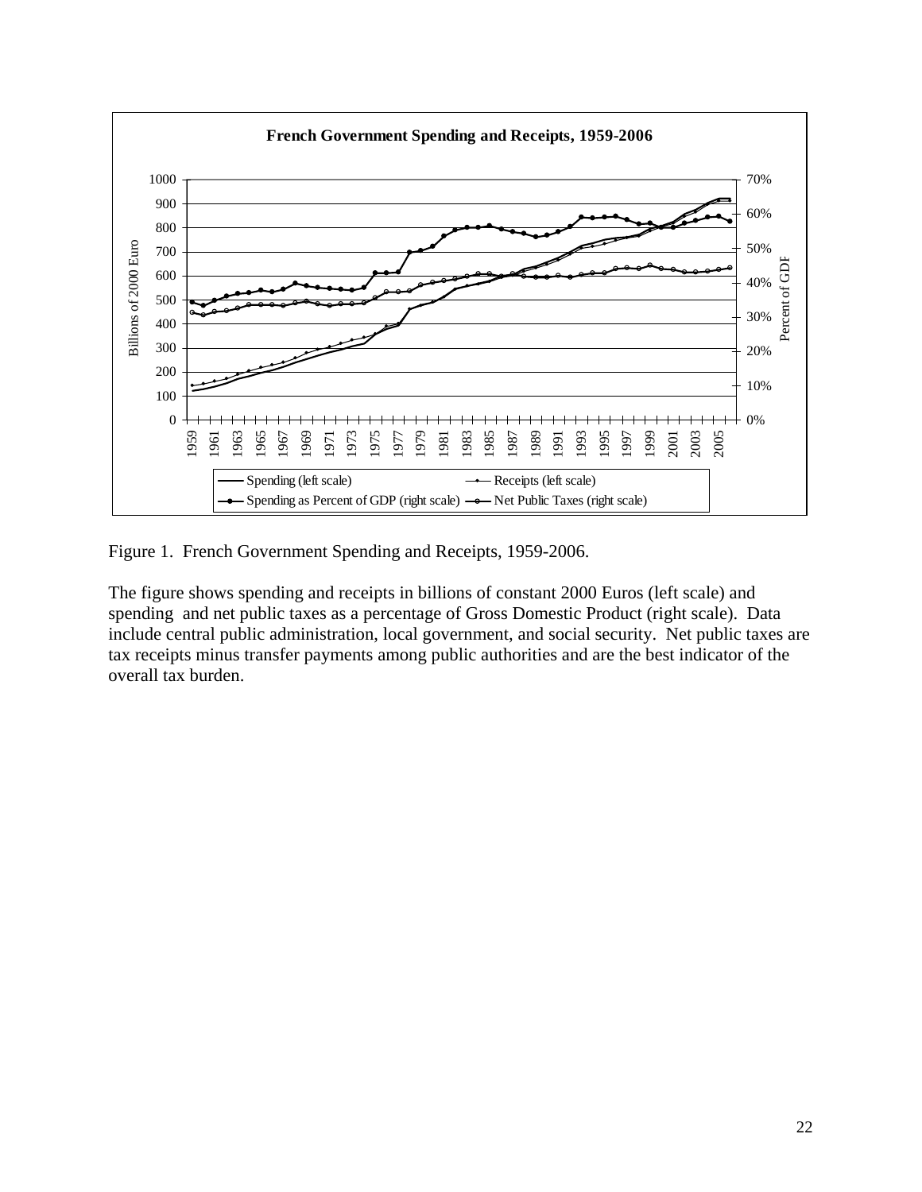Figure 1. French Government Spending and Receipts, 1959-2006.

The figure shows spending and receipts in billions of constant 2000 Euros (left scale) and spending and net public taxes as a percentage of Gross Domestic Product (right scale). Data include central public administration, local government, and social security. Net public taxes are tax receipts minus transfer payments among public authorities and are the best indicator of the overall tax burden.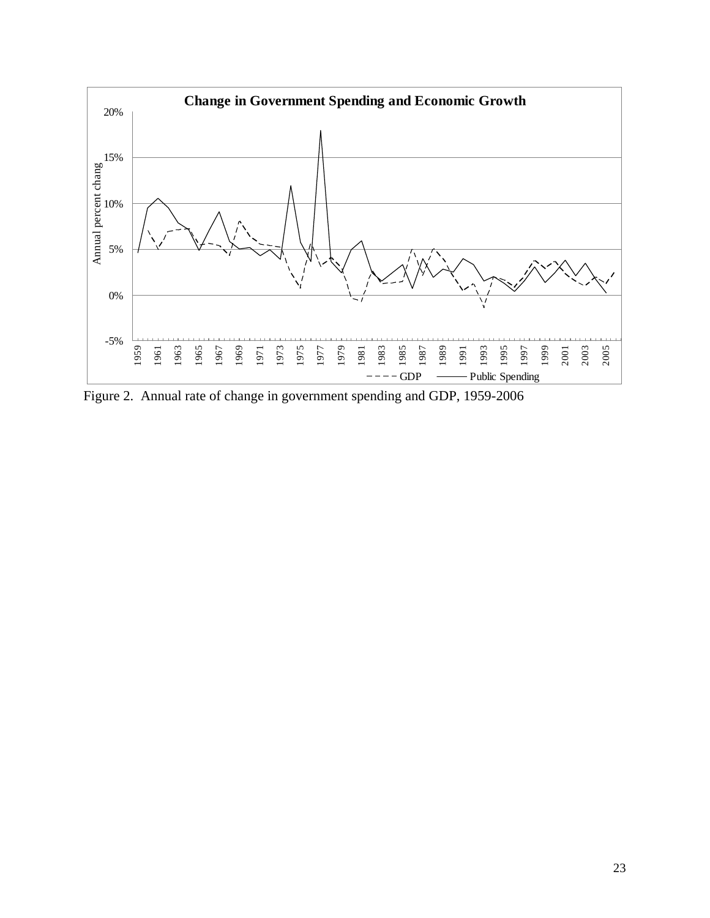Figure 2. Annual rate of change in government spending and GDP, 1959-2006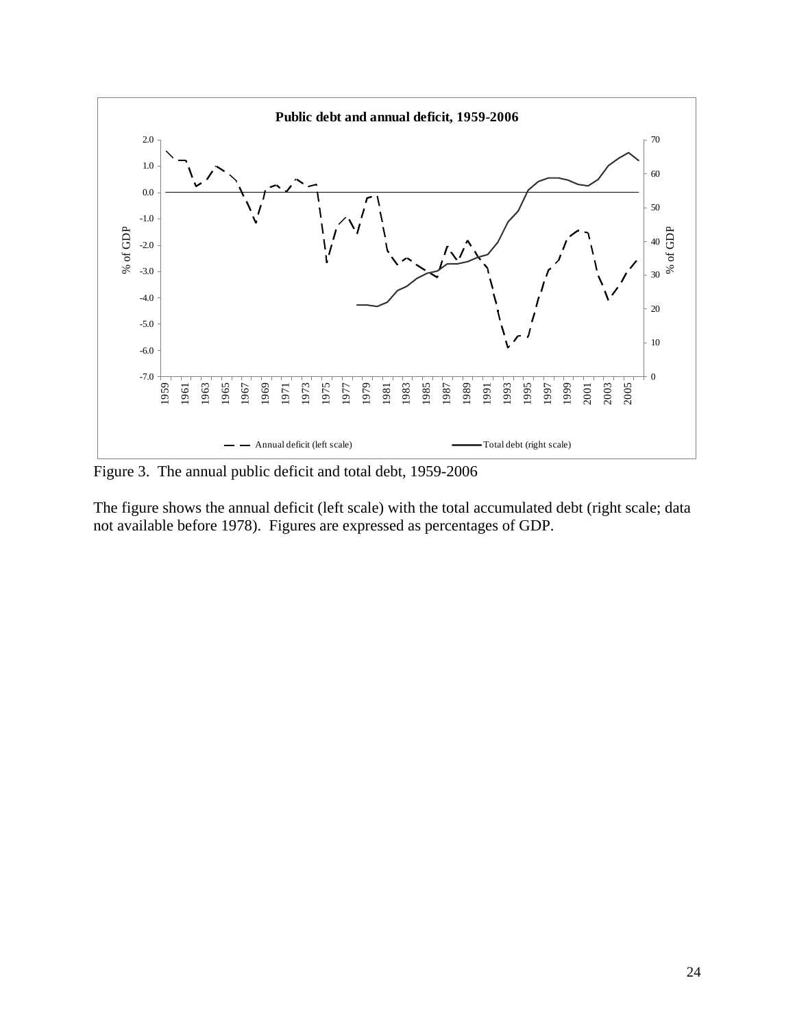Figure 3. The annual public deficit and total debt, 1959-2006

The figure shows the annual deficit (left scale) with the total accumulated debt (right scale; data not available before 1978). Figures are expressed as percentages of GDP.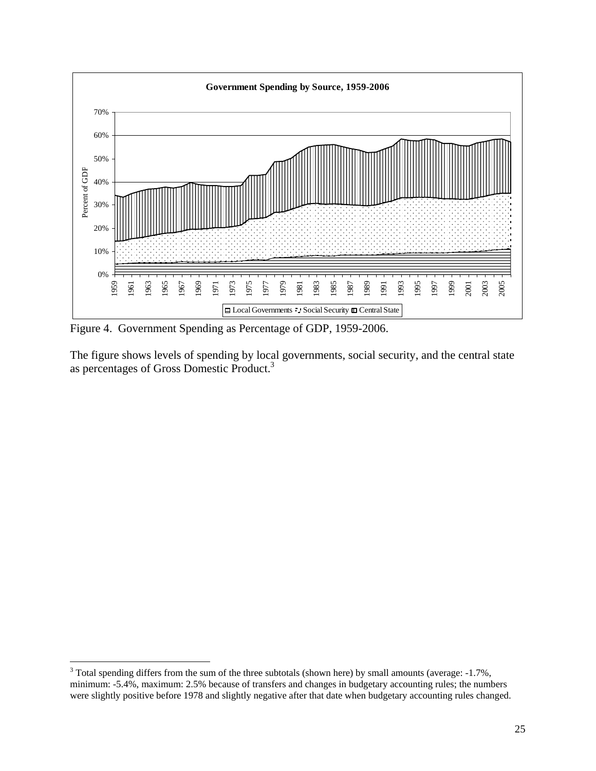Figure 4. Government Spending as Percentage of GDP, 1959-2006.

The figure shows levels of spending by local governments, social security, and the central state as percentages of Gross Domestic Product.[3]

[3] Total spending differs from the sum of the three subtotals (shown here) by small amounts (average: -1.7%, minimum: -5.4%, maximum: 2.5% because of transfers and changes in budgetary accounting rules; the numbers were slightly positive before 1978 and slightly negative after that date when budgetary accounting rules changed.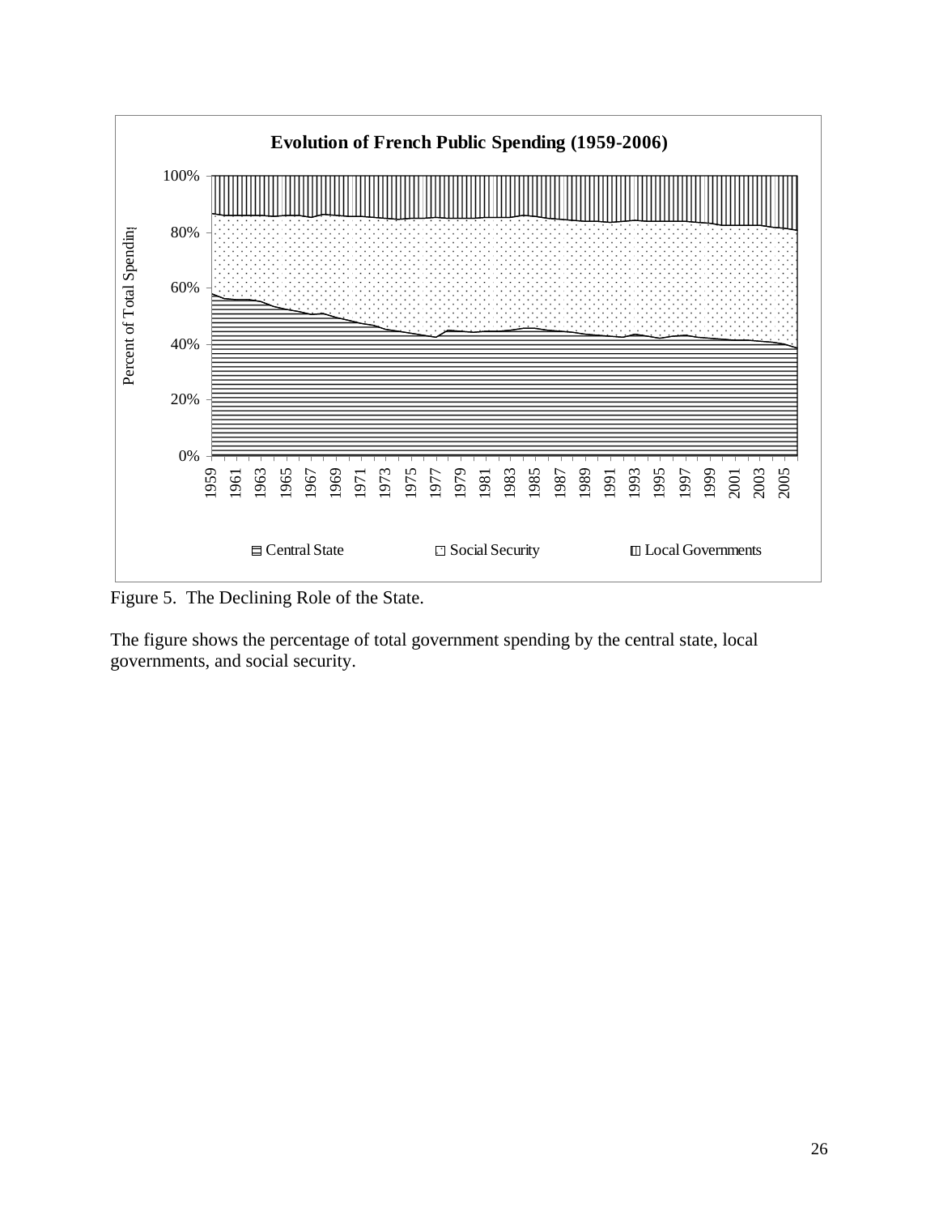Figure 5. The Declining Role of the State.

The figure shows the percentage of total government spending by the central state, local governments, and social security.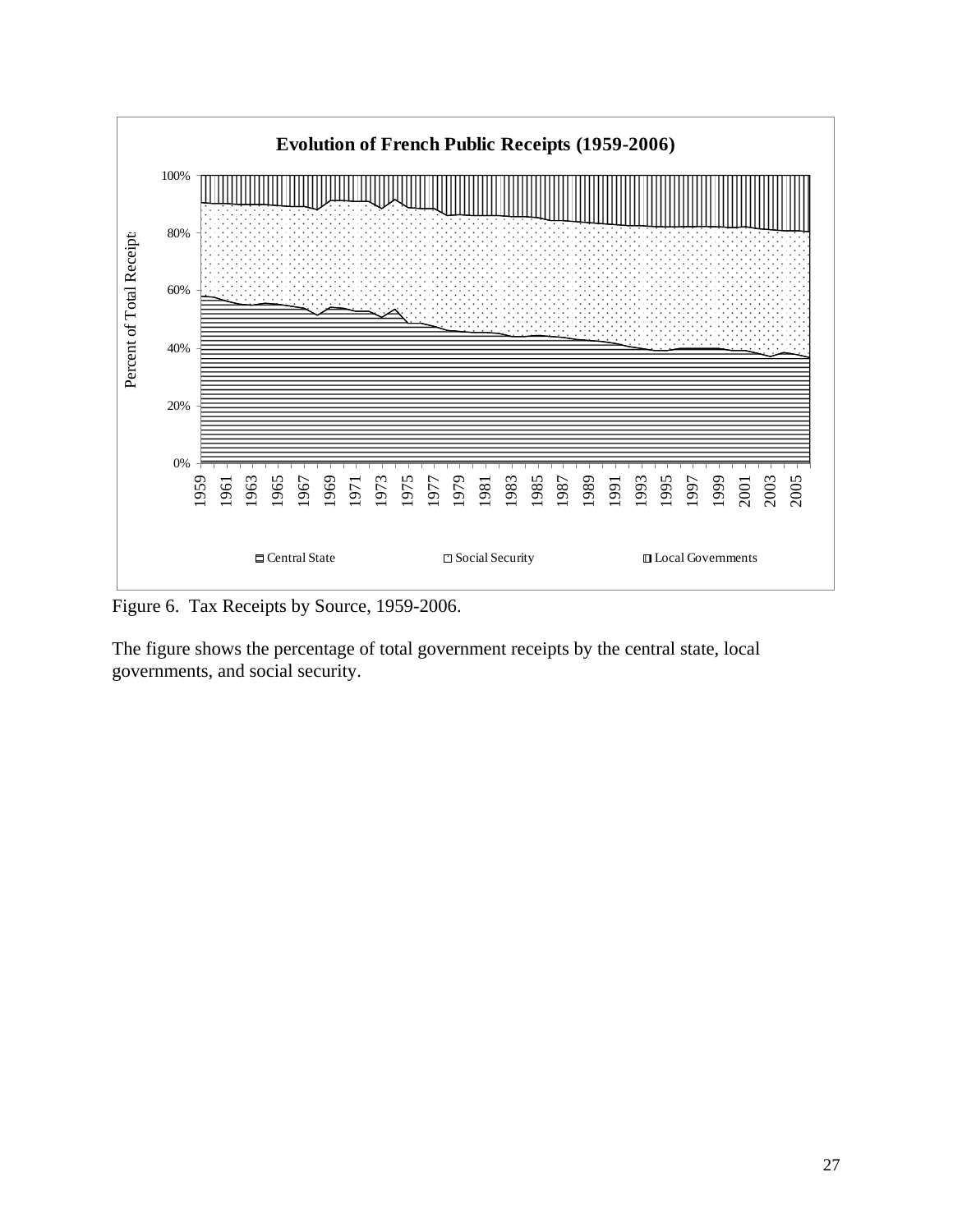Figure 6. Tax Receipts by Source, 1959-2006.

The figure shows the percentage of total government receipts by the central state, local governments, and social security.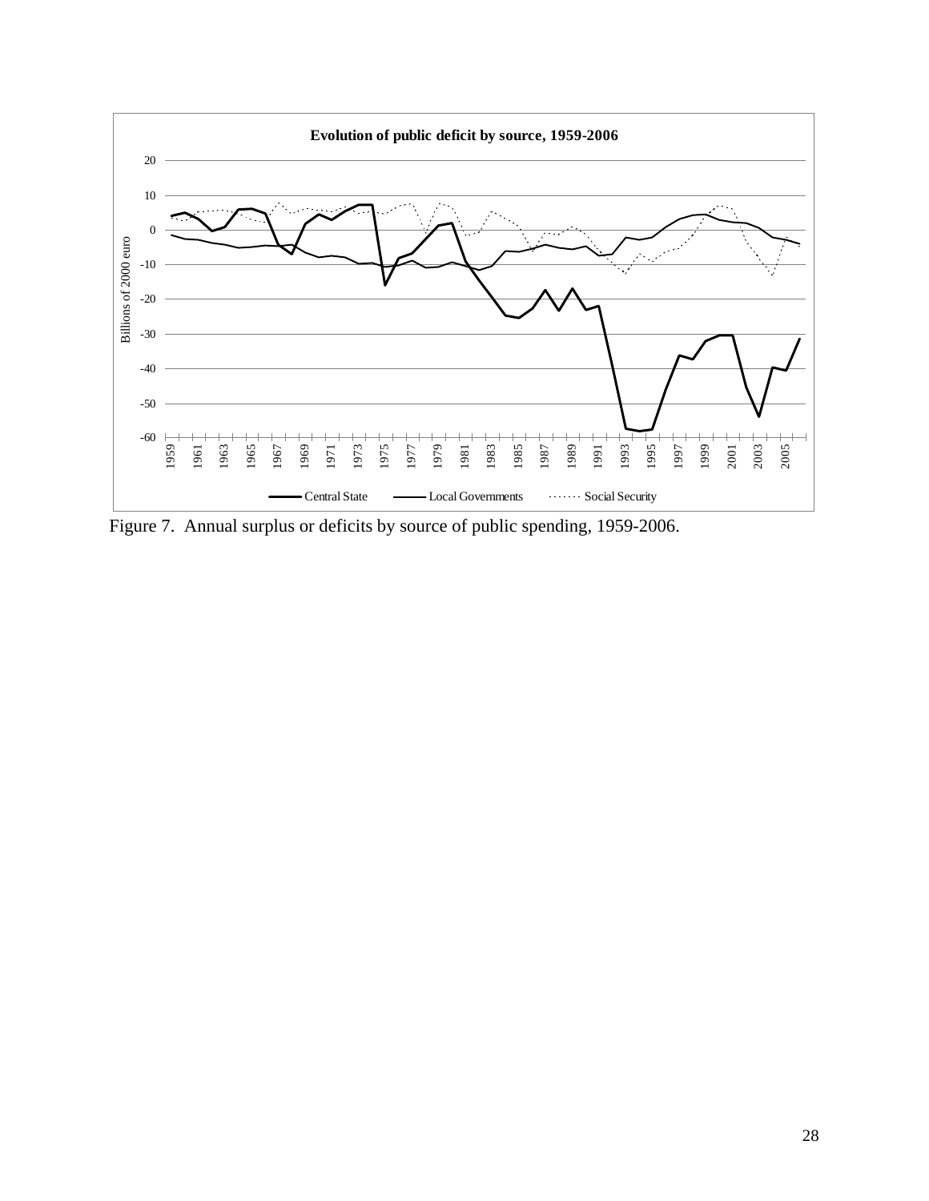Figure 7. Annual surplus or deficits by source of public spending, 1959-2006.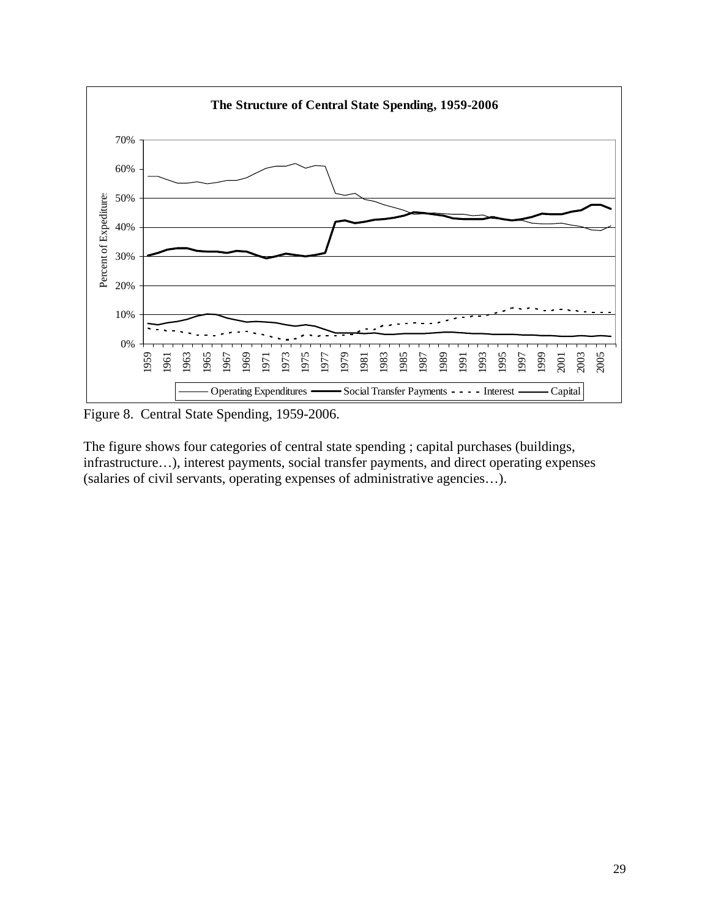Figure 8.  Central State Spending, 1959-2006.

The figure shows four categories of central state spending ; capital purchases (buildings, infrastructure…), interest payments, social transfer payments, and direct operating expenses (salaries of civil servants, operating expenses of administrative agencies…).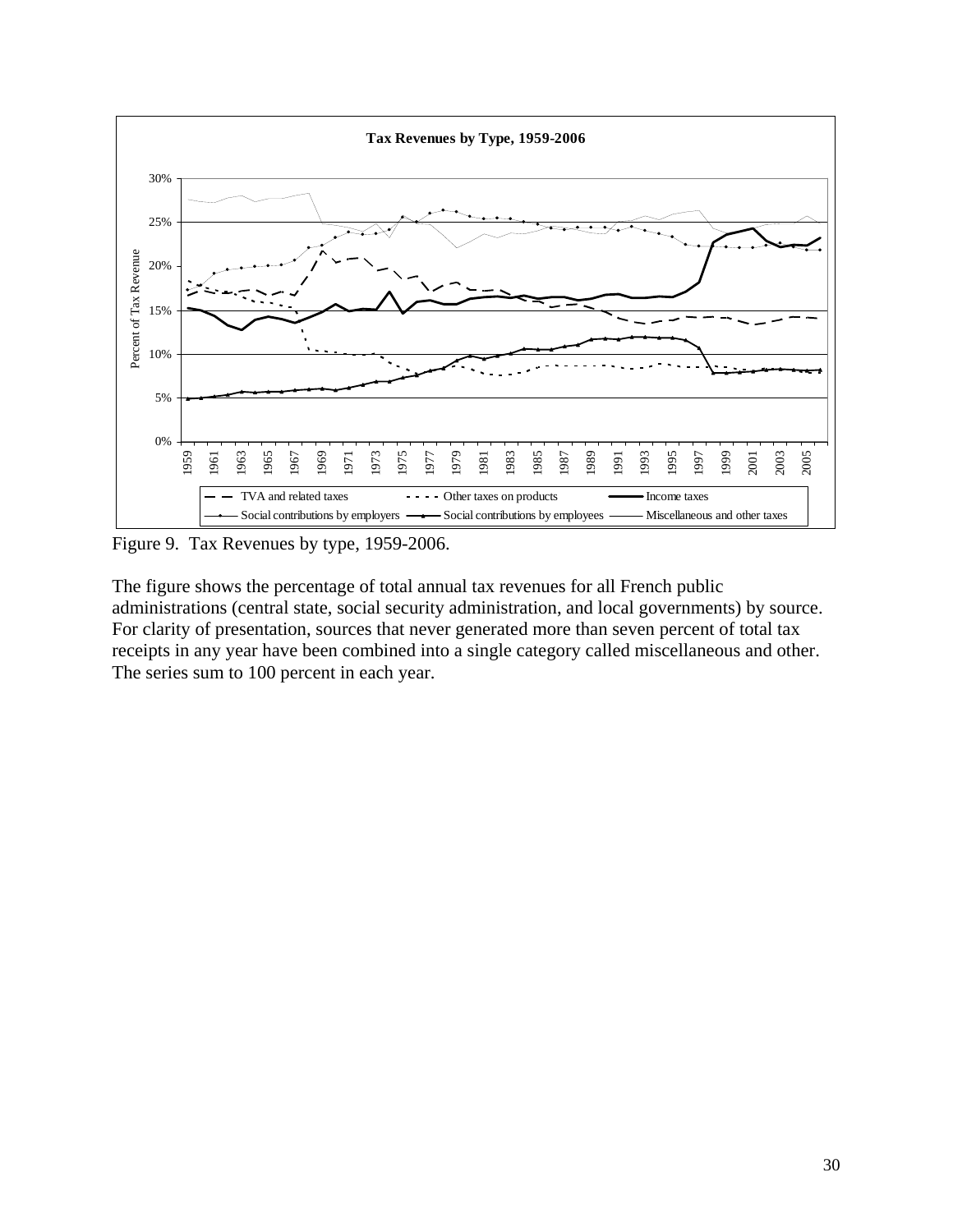Tax Revenues by Type, 1959-2006

30%
25%
20%
15%
10%
5%
0%

Percent of Tax Revenue

1959 1961 1963 1965 1967 1969 1971 1973 1975 1977 1979 1981 1983 1985 1987 1989 1991 1993 1995 1997 1999 2001 2003 2005

TVA and related taxes
Other taxes on products
Income taxes
Social contributions by employers
Social contributions by employees
Miscellaneous and other taxes

Figure 9. Tax Revenues by type, 1959-2006.

The figure shows the percentage of total annual tax revenues for all French public administrations (central state, social security administration, and local governments) by source. For clarity of presentation, sources that never generated more than seven percent of total tax receipts in any year have been combined into a single category called miscellaneous and other. The series sum to 100 percent in each year.